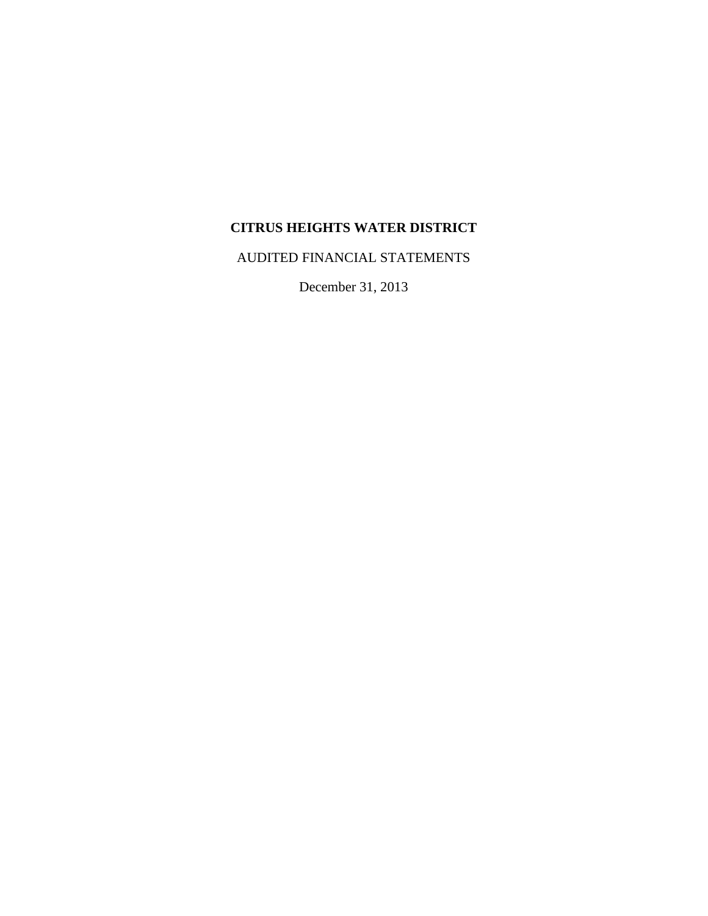# CITRUS HEIGHTS WATER DISTRICT

AUDITED FINANCIAL STATEMENTS

December 31, 2013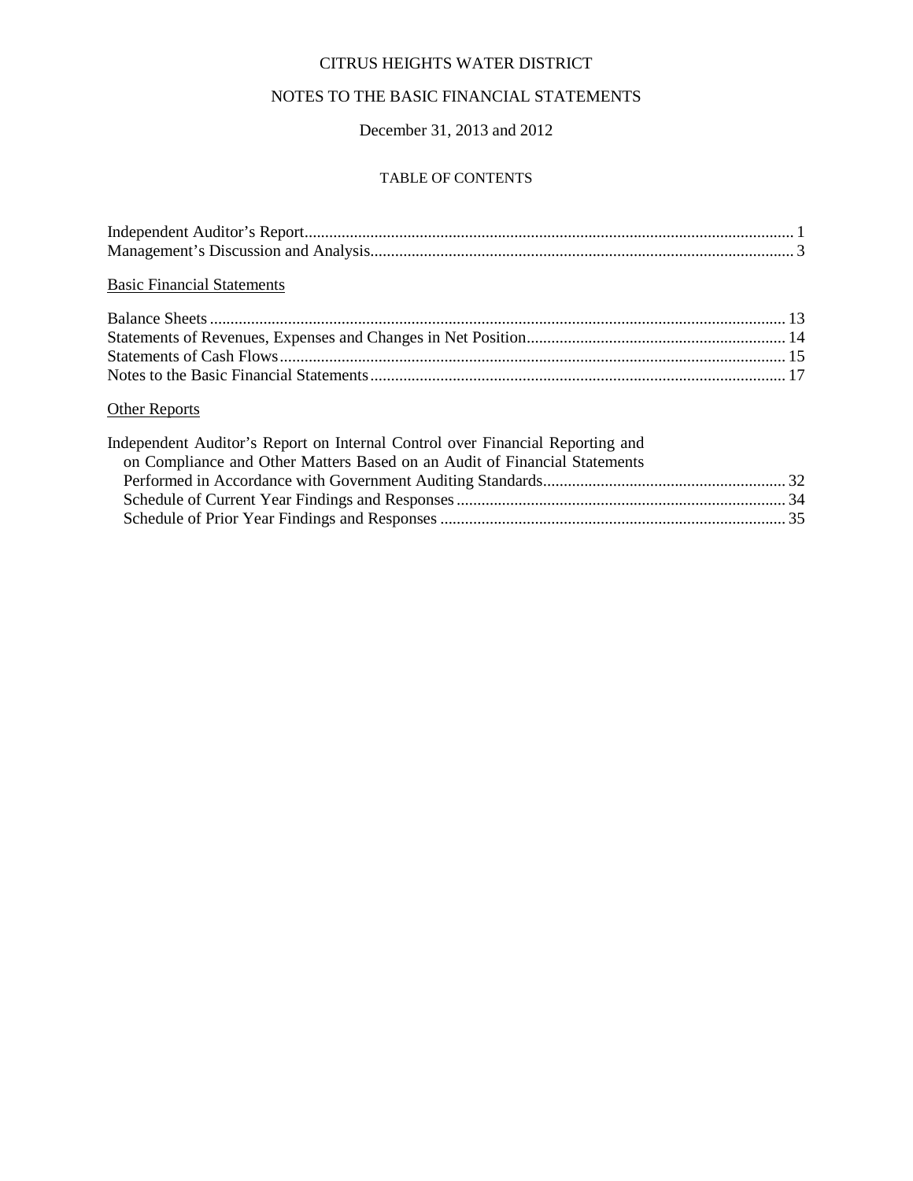# CITRUS HEIGHTS WATER DISTRICT

## NOTES TO THE BASIC FINANCIAL STATEMENTS

### December 31, 2013 and 2012

#### TABLE OF CONTENTS

| | |
|---|---|
| Independent Auditor's Report | 1 |
| Management's Discussion and Analysis | 3 |

<u>Basic Financial Statements</u>

| | |
|---|---|
| Balance Sheets | 13 |
| Statements of Revenues, Expenses and Changes in Net Position | 14 |
| Statements of Cash Flows | 15 |
| Notes to the Basic Financial Statements | 17 |

<u>Other Reports</u>

| | |
|---|---|
| Independent Auditor's Report on Internal Control over Financial Reporting and on Compliance and Other Matters Based on an Audit of Financial Statements Performed in Accordance with Government Auditing Standards | 32 |
| Schedule of Current Year Findings and Responses | 34 |
| Schedule of Prior Year Findings and Responses | 35 |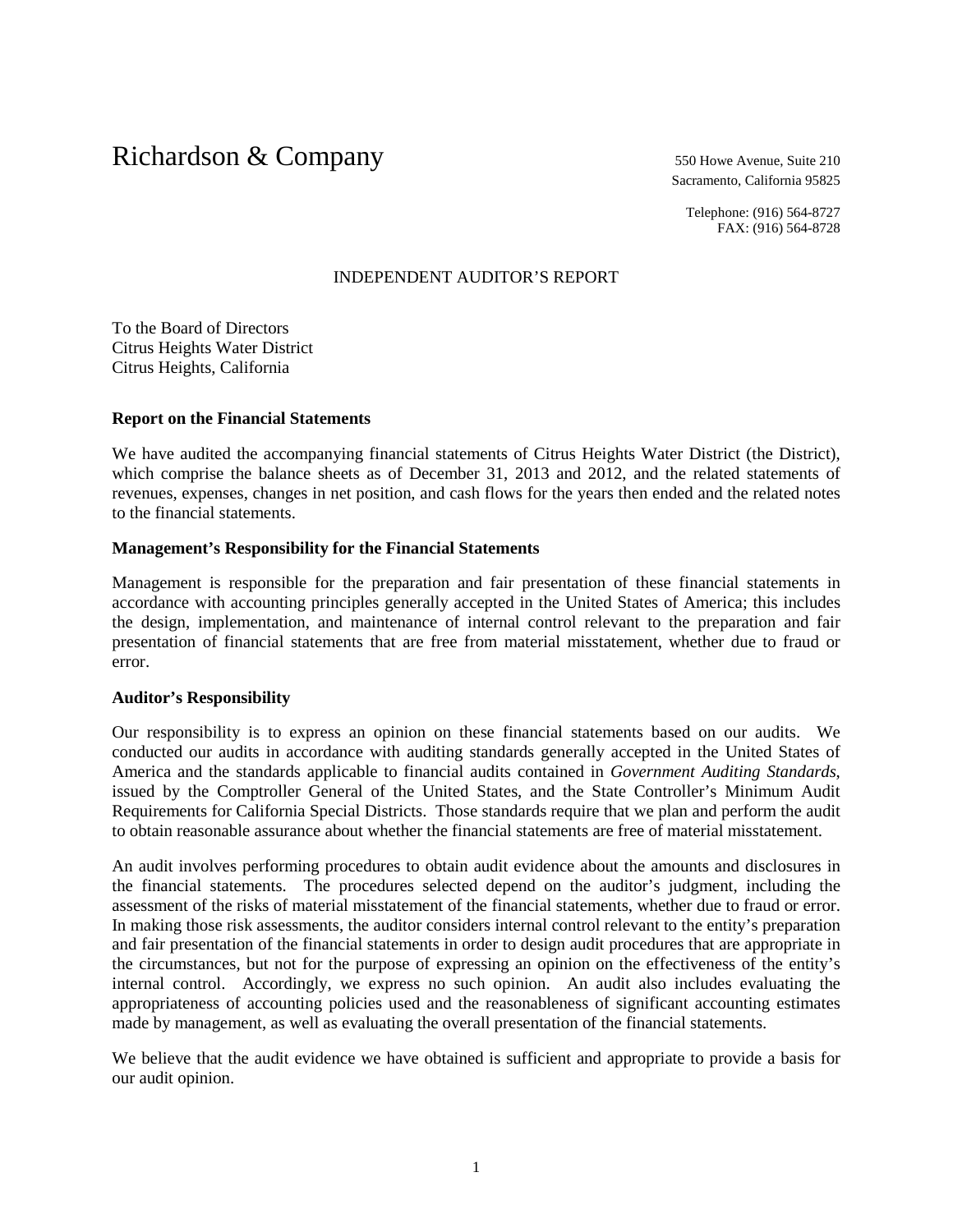# Richardson & Company

550 Howe Avenue, Suite 210
Sacramento, California 95825

Telephone: (916) 564-8727
FAX: (916) 564-8728

## INDEPENDENT AUDITOR'S REPORT

To the Board of Directors
Citrus Heights Water District
Citrus Heights, California

**Report on the Financial Statements**

We have audited the accompanying financial statements of Citrus Heights Water District (the District), which comprise the balance sheets as of December 31, 2013 and 2012, and the related statements of revenues, expenses, changes in net position, and cash flows for the years then ended and the related notes to the financial statements.

**Management's Responsibility for the Financial Statements**

Management is responsible for the preparation and fair presentation of these financial statements in accordance with accounting principles generally accepted in the United States of America; this includes the design, implementation, and maintenance of internal control relevant to the preparation and fair presentation of financial statements that are free from material misstatement, whether due to fraud or error.

**Auditor's Responsibility**

Our responsibility is to express an opinion on these financial statements based on our audits. We conducted our audits in accordance with auditing standards generally accepted in the United States of America and the standards applicable to financial audits contained in *Government Auditing Standards*, issued by the Comptroller General of the United States, and the State Controller's Minimum Audit Requirements for California Special Districts. Those standards require that we plan and perform the audit to obtain reasonable assurance about whether the financial statements are free of material misstatement.

An audit involves performing procedures to obtain audit evidence about the amounts and disclosures in the financial statements. The procedures selected depend on the auditor's judgment, including the assessment of the risks of material misstatement of the financial statements, whether due to fraud or error. In making those risk assessments, the auditor considers internal control relevant to the entity's preparation and fair presentation of the financial statements in order to design audit procedures that are appropriate in the circumstances, but not for the purpose of expressing an opinion on the effectiveness of the entity's internal control. Accordingly, we express no such opinion. An audit also includes evaluating the appropriateness of accounting policies used and the reasonableness of significant accounting estimates made by management, as well as evaluating the overall presentation of the financial statements.

We believe that the audit evidence we have obtained is sufficient and appropriate to provide a basis for our audit opinion.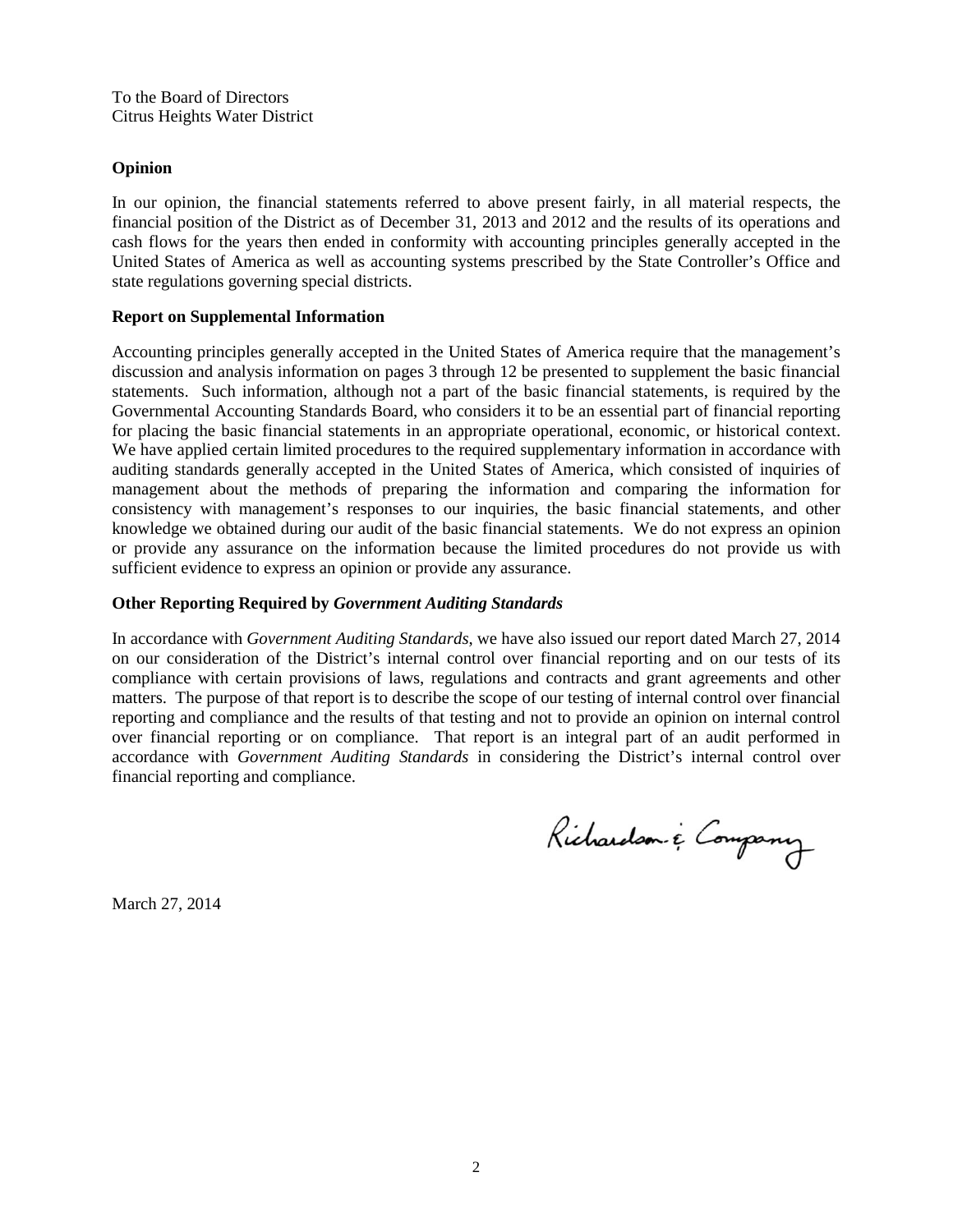To the Board of Directors
Citrus Heights Water District

**Opinion**

In our opinion, the financial statements referred to above present fairly, in all material respects, the financial position of the District as of December 31, 2013 and 2012 and the results of its operations and cash flows for the years then ended in conformity with accounting principles generally accepted in the United States of America as well as accounting systems prescribed by the State Controller's Office and state regulations governing special districts.

**Report on Supplemental Information**

Accounting principles generally accepted in the United States of America require that the management's discussion and analysis information on pages 3 through 12 be presented to supplement the basic financial statements. Such information, although not a part of the basic financial statements, is required by the Governmental Accounting Standards Board, who considers it to be an essential part of financial reporting for placing the basic financial statements in an appropriate operational, economic, or historical context. We have applied certain limited procedures to the required supplementary information in accordance with auditing standards generally accepted in the United States of America, which consisted of inquiries of management about the methods of preparing the information and comparing the information for consistency with management's responses to our inquiries, the basic financial statements, and other knowledge we obtained during our audit of the basic financial statements. We do not express an opinion or provide any assurance on the information because the limited procedures do not provide us with sufficient evidence to express an opinion or provide any assurance.

**Other Reporting Required by *Government Auditing Standards***

In accordance with *Government Auditing Standards*, we have also issued our report dated March 27, 2014 on our consideration of the District's internal control over financial reporting and on our tests of its compliance with certain provisions of laws, regulations and contracts and grant agreements and other matters. The purpose of that report is to describe the scope of our testing of internal control over financial reporting and compliance and the results of that testing and not to provide an opinion on internal control over financial reporting or on compliance. That report is an integral part of an audit performed in accordance with *Government Auditing Standards* in considering the District's internal control over financial reporting and compliance.

Richardson & Company

March 27, 2014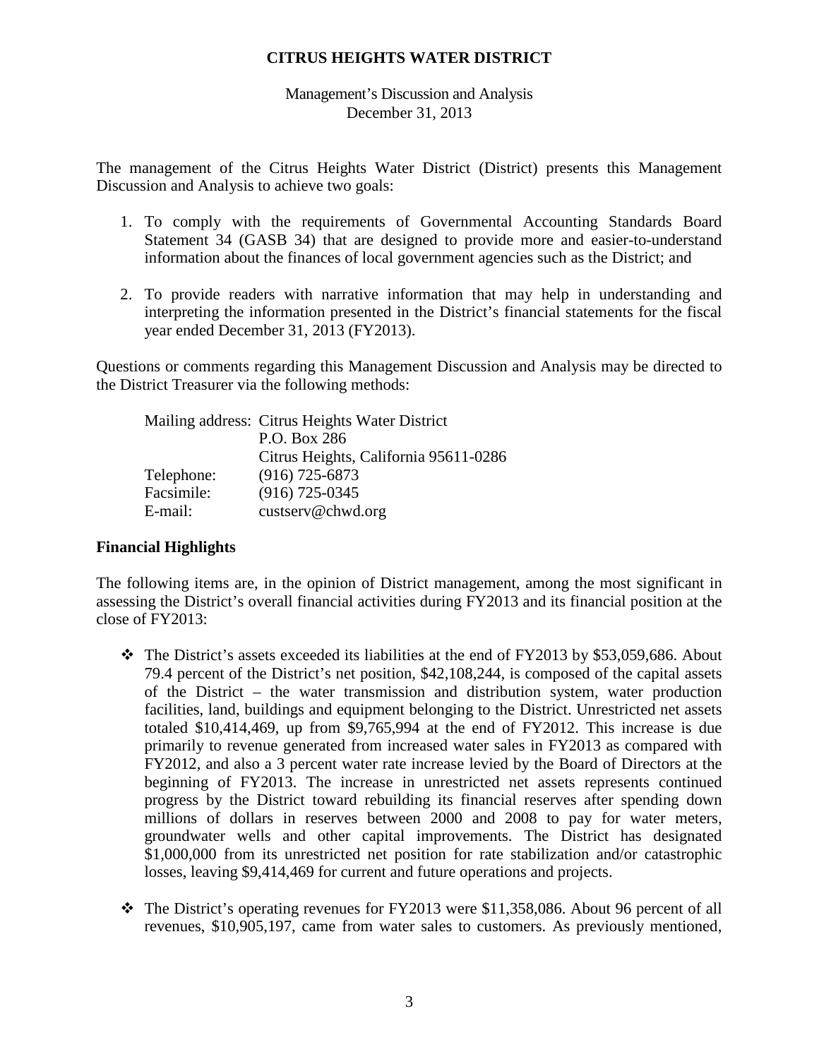**CITRUS HEIGHTS WATER DISTRICT**

Management's Discussion and Analysis
December 31, 2013

The management of the Citrus Heights Water District (District) presents this Management Discussion and Analysis to achieve two goals:

1. To comply with the requirements of Governmental Accounting Standards Board Statement 34 (GASB 34) that are designed to provide more and easier-to-understand information about the finances of local government agencies such as the District; and
2. To provide readers with narrative information that may help in understanding and interpreting the information presented in the District's financial statements for the fiscal year ended December 31, 2013 (FY2013).

Questions or comments regarding this Management Discussion and Analysis may be directed to the District Treasurer via the following methods:

| | |
|---|---|
| Mailing address: | Citrus Heights Water District |
| | P.O. Box 286 |
| | Citrus Heights, California 95611-0286 |
| Telephone: | (916) 725-6873 |
| Facsimile: | (916) 725-0345 |
| E-mail: | custserv@chwd.org |

## Financial Highlights

The following items are, in the opinion of District management, among the most significant in assessing the District's overall financial activities during FY2013 and its financial position at the close of FY2013:

- The District's assets exceeded its liabilities at the end of FY2013 by $53,059,686. About 79.4 percent of the District's net position, $42,108,244, is composed of the capital assets of the District – the water transmission and distribution system, water production facilities, land, buildings and equipment belonging to the District. Unrestricted net assets totaled $10,414,469, up from $9,765,994 at the end of FY2012. This increase is due primarily to revenue generated from increased water sales in FY2013 as compared with FY2012, and also a 3 percent water rate increase levied by the Board of Directors at the beginning of FY2013. The increase in unrestricted net assets represents continued progress by the District toward rebuilding its financial reserves after spending down millions of dollars in reserves between 2000 and 2008 to pay for water meters, groundwater wells and other capital improvements. The District has designated $1,000,000 from its unrestricted net position for rate stabilization and/or catastrophic losses, leaving $9,414,469 for current and future operations and projects.
- The District's operating revenues for FY2013 were $11,358,086. About 96 percent of all revenues, $10,905,197, came from water sales to customers. As previously mentioned,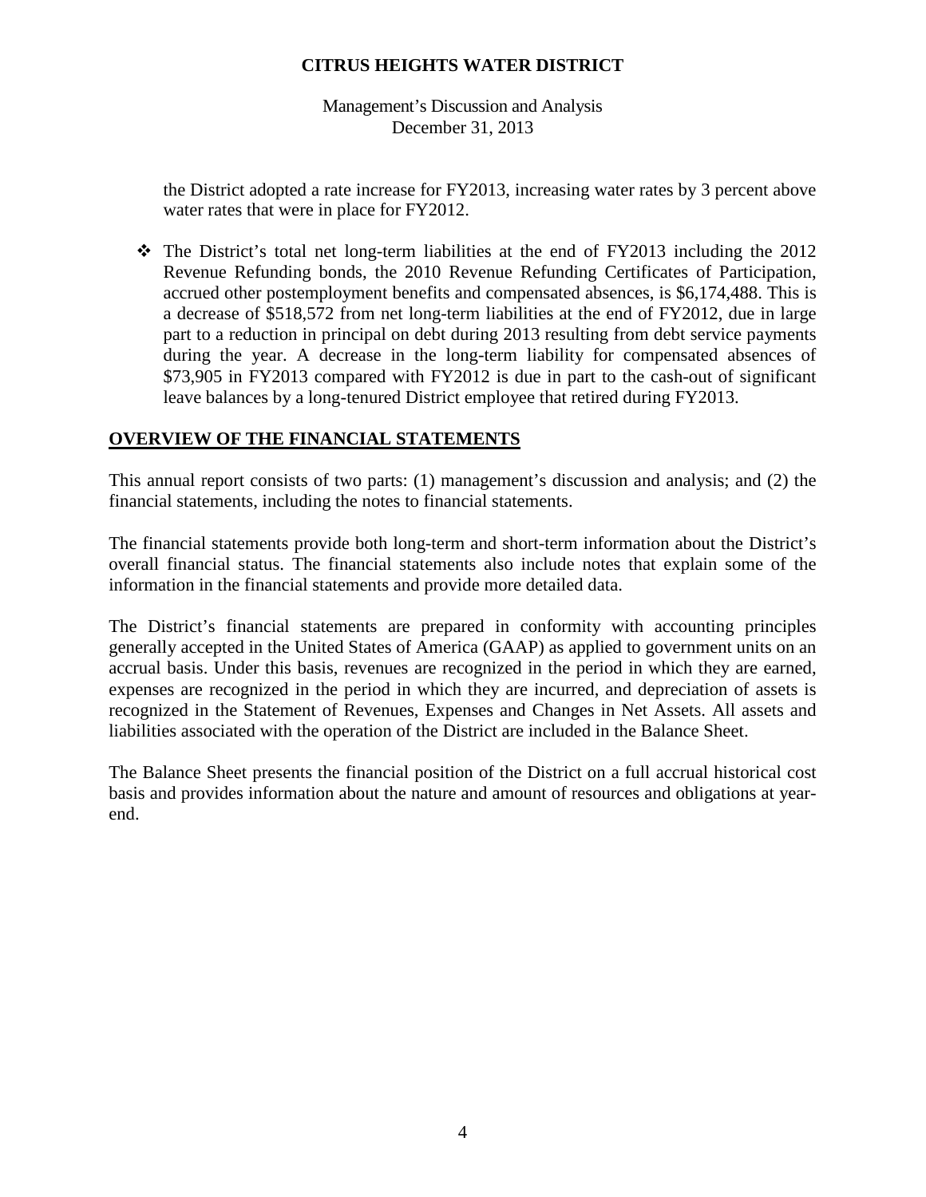the District adopted a rate increase for FY2013, increasing water rates by 3 percent above water rates that were in place for FY2012.

- The District's total net long-term liabilities at the end of FY2013 including the 2012 Revenue Refunding bonds, the 2010 Revenue Refunding Certificates of Participation, accrued other postemployment benefits and compensated absences, is $6,174,488. This is a decrease of $518,572 from net long-term liabilities at the end of FY2012, due in large part to a reduction in principal on debt during 2013 resulting from debt service payments during the year. A decrease in the long-term liability for compensated absences of $73,905 in FY2013 compared with FY2012 is due in part to the cash-out of significant leave balances by a long-tenured District employee that retired during FY2013.

## OVERVIEW OF THE FINANCIAL STATEMENTS

This annual report consists of two parts: (1) management's discussion and analysis; and (2) the financial statements, including the notes to financial statements.

The financial statements provide both long-term and short-term information about the District's overall financial status. The financial statements also include notes that explain some of the information in the financial statements and provide more detailed data.

The District's financial statements are prepared in conformity with accounting principles generally accepted in the United States of America (GAAP) as applied to government units on an accrual basis. Under this basis, revenues are recognized in the period in which they are earned, expenses are recognized in the period in which they are incurred, and depreciation of assets is recognized in the Statement of Revenues, Expenses and Changes in Net Assets. All assets and liabilities associated with the operation of the District are included in the Balance Sheet.

The Balance Sheet presents the financial position of the District on a full accrual historical cost basis and provides information about the nature and amount of resources and obligations at year-end.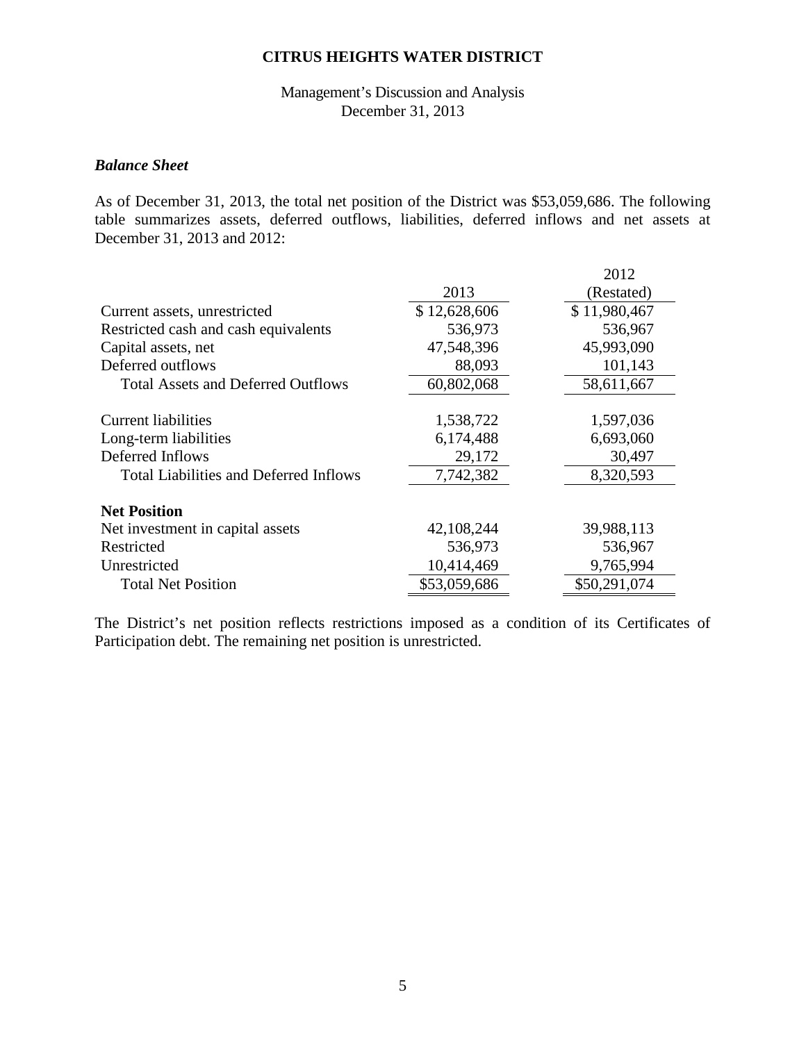**CITRUS HEIGHTS WATER DISTRICT**

Management's Discussion and Analysis
December 31, 2013

***Balance Sheet***

As of December 31, 2013, the total net position of the District was $53,059,686. The following table summarizes assets, deferred outflows, liabilities, deferred inflows and net assets at December 31, 2013 and 2012:

| | 2013 | 2012 (Restated) |
|---|---|---|
| Current assets, unrestricted | $ 12,628,606 | $ 11,980,467 |
| Restricted cash and cash equivalents | 536,973 | 536,967 |
| Capital assets, net | 47,548,396 | 45,993,090 |
| Deferred outflows | 88,093 | 101,143 |
| Total Assets and Deferred Outflows | 60,802,068 | 58,611,667 |
| | | |
| Current liabilities | 1,538,722 | 1,597,036 |
| Long-term liabilities | 6,174,488 | 6,693,060 |
| Deferred Inflows | 29,172 | 30,497 |
| Total Liabilities and Deferred Inflows | 7,742,382 | 8,320,593 |
| | | |
| **Net Position** | | |
| Net investment in capital assets | 42,108,244 | 39,988,113 |
| Restricted | 536,973 | 536,967 |
| Unrestricted | 10,414,469 | 9,765,994 |
| Total Net Position | $53,059,686 | $50,291,074 |

The District's net position reflects restrictions imposed as a condition of its Certificates of Participation debt. The remaining net position is unrestricted.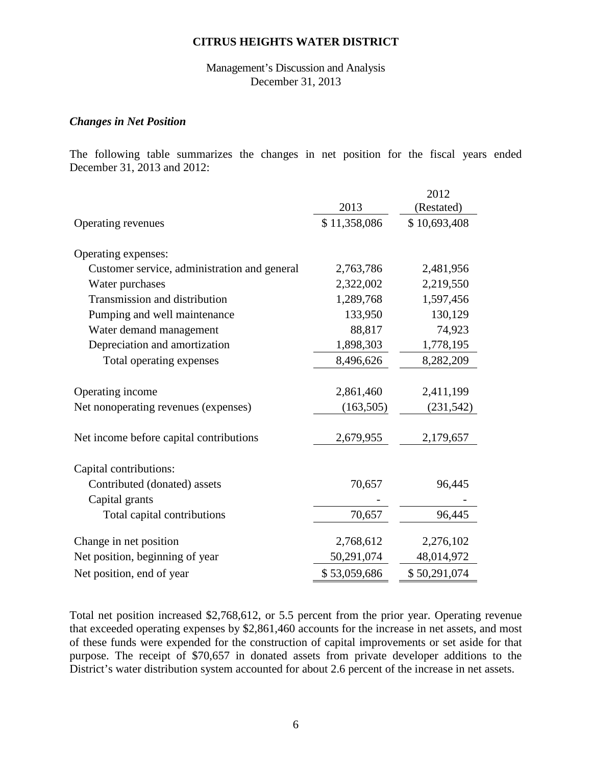### *Changes in Net Position*

The following table summarizes the changes in net position for the fiscal years ended December 31, 2013 and 2012:

| | 2013 | 2012 (Restated) |
|---|---|---|
| Operating revenues | $ 11,358,086 | $ 10,693,408 |
| Operating expenses: | | |
| Customer service, administration and general | 2,763,786 | 2,481,956 |
| Water purchases | 2,322,002 | 2,219,550 |
| Transmission and distribution | 1,289,768 | 1,597,456 |
| Pumping and well maintenance | 133,950 | 130,129 |
| Water demand management | 88,817 | 74,923 |
| Depreciation and amortization | 1,898,303 | 1,778,195 |
| Total operating expenses | 8,496,626 | 8,282,209 |
| Operating income | 2,861,460 | 2,411,199 |
| Net nonoperating revenues (expenses) | (163,505) | (231,542) |
| Net income before capital contributions | 2,679,955 | 2,179,657 |
| Capital contributions: | | |
| Contributed (donated) assets | 70,657 | 96,445 |
| Capital grants | - | - |
| Total capital contributions | 70,657 | 96,445 |
| Change in net position | 2,768,612 | 2,276,102 |
| Net position, beginning of year | 50,291,074 | 48,014,972 |
| Net position, end of year | $ 53,059,686 | $ 50,291,074 |

Total net position increased $2,768,612, or 5.5 percent from the prior year. Operating revenue that exceeded operating expenses by $2,861,460 accounts for the increase in net assets, and most of these funds were expended for the construction of capital improvements or set aside for that purpose. The receipt of $70,657 in donated assets from private developer additions to the District's water distribution system accounted for about 2.6 percent of the increase in net assets.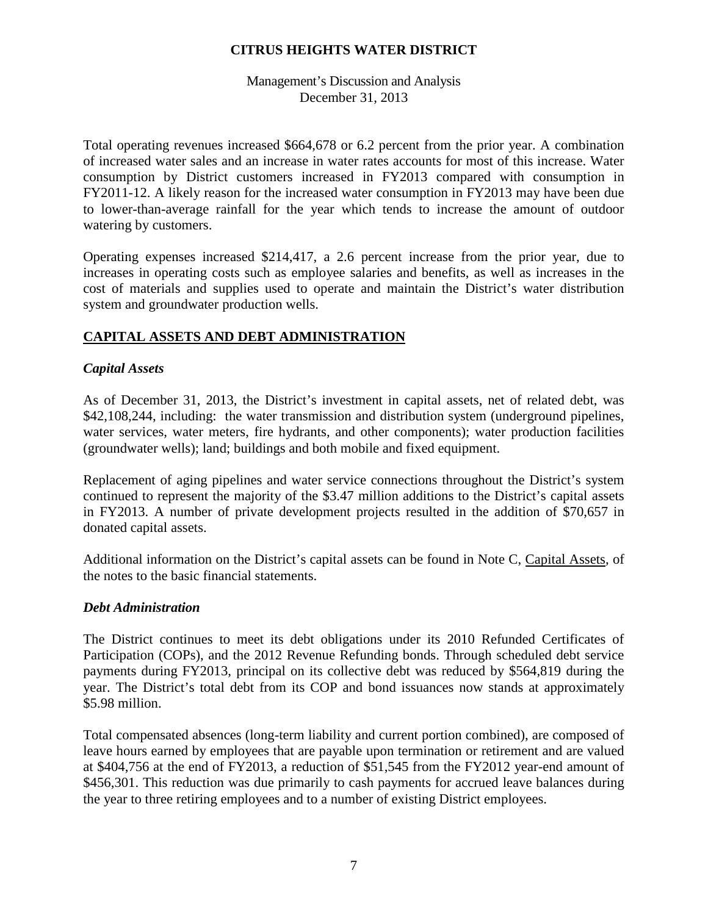Total operating revenues increased $664,678 or 6.2 percent from the prior year. A combination of increased water sales and an increase in water rates accounts for most of this increase. Water consumption by District customers increased in FY2013 compared with consumption in FY2011-12. A likely reason for the increased water consumption in FY2013 may have been due to lower-than-average rainfall for the year which tends to increase the amount of outdoor watering by customers.

Operating expenses increased $214,417, a 2.6 percent increase from the prior year, due to increases in operating costs such as employee salaries and benefits, as well as increases in the cost of materials and supplies used to operate and maintain the District's water distribution system and groundwater production wells.

## CAPITAL ASSETS AND DEBT ADMINISTRATION

### *Capital Assets*

As of December 31, 2013, the District's investment in capital assets, net of related debt, was $42,108,244, including: the water transmission and distribution system (underground pipelines, water services, water meters, fire hydrants, and other components); water production facilities (groundwater wells); land; buildings and both mobile and fixed equipment.

Replacement of aging pipelines and water service connections throughout the District's system continued to represent the majority of the $3.47 million additions to the District's capital assets in FY2013. A number of private development projects resulted in the addition of $70,657 in donated capital assets.

Additional information on the District's capital assets can be found in Note C, Capital Assets, of the notes to the basic financial statements.

### *Debt Administration*

The District continues to meet its debt obligations under its 2010 Refunded Certificates of Participation (COPs), and the 2012 Revenue Refunding bonds. Through scheduled debt service payments during FY2013, principal on its collective debt was reduced by $564,819 during the year. The District's total debt from its COP and bond issuances now stands at approximately $5.98 million.

Total compensated absences (long-term liability and current portion combined), are composed of leave hours earned by employees that are payable upon termination or retirement and are valued at $404,756 at the end of FY2013, a reduction of $51,545 from the FY2012 year-end amount of $456,301. This reduction was due primarily to cash payments for accrued leave balances during the year to three retiring employees and to a number of existing District employees.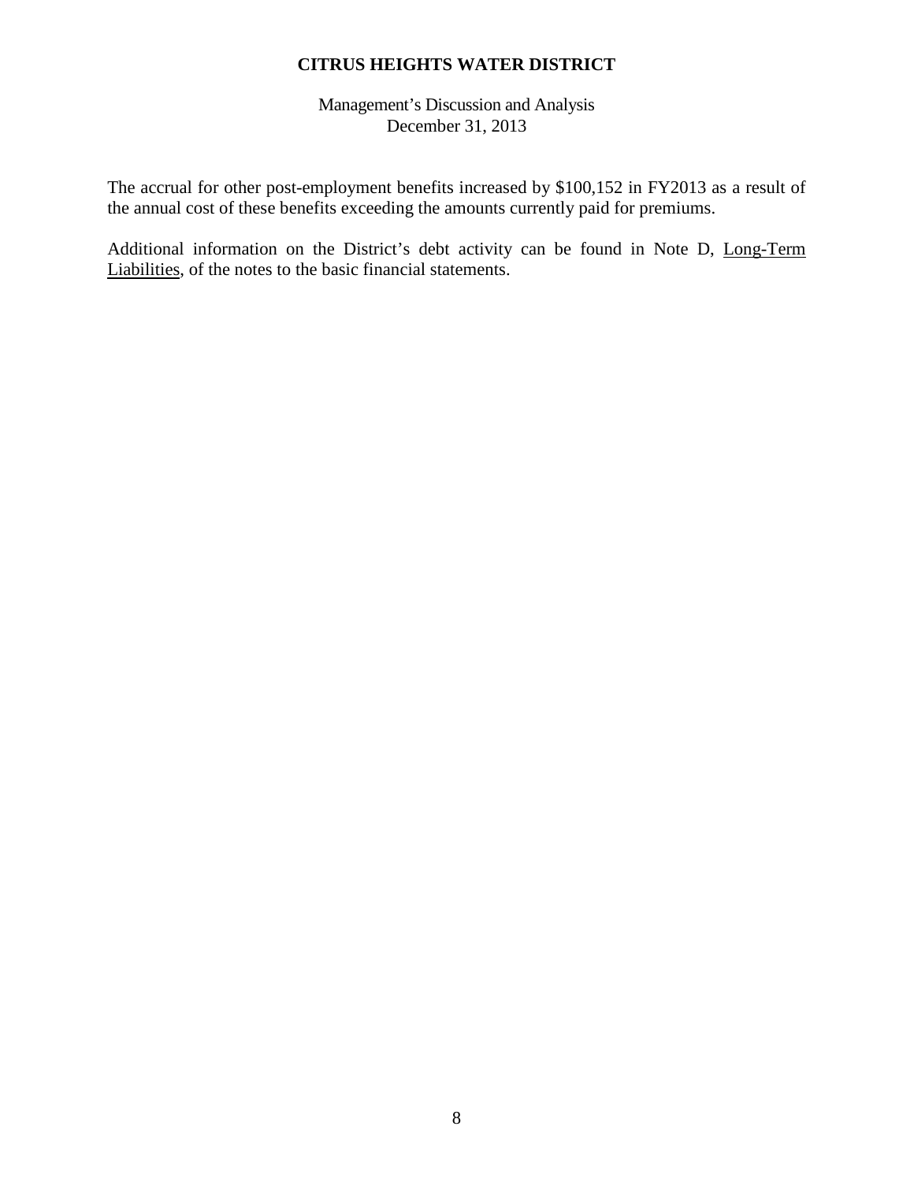The accrual for other post-employment benefits increased by $100,152 in FY2013 as a result of the annual cost of these benefits exceeding the amounts currently paid for premiums.

Additional information on the District's debt activity can be found in Note D, Long-Term Liabilities, of the notes to the basic financial statements.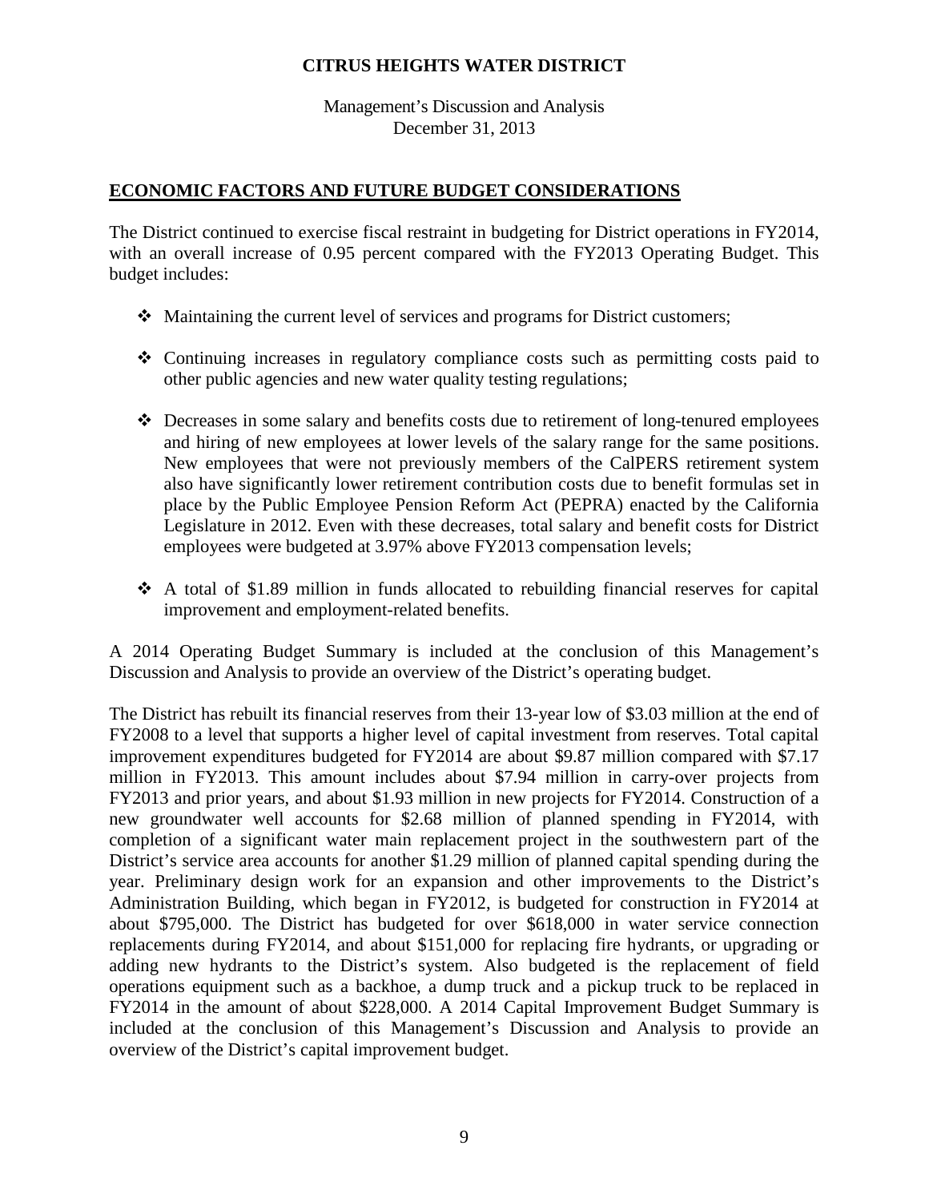**CITRUS HEIGHTS WATER DISTRICT**

Management's Discussion and Analysis
December 31, 2013

## ECONOMIC FACTORS AND FUTURE BUDGET CONSIDERATIONS

The District continued to exercise fiscal restraint in budgeting for District operations in FY2014, with an overall increase of 0.95 percent compared with the FY2013 Operating Budget. This budget includes:

- Maintaining the current level of services and programs for District customers;
- Continuing increases in regulatory compliance costs such as permitting costs paid to other public agencies and new water quality testing regulations;
- Decreases in some salary and benefits costs due to retirement of long-tenured employees and hiring of new employees at lower levels of the salary range for the same positions. New employees that were not previously members of the CalPERS retirement system also have significantly lower retirement contribution costs due to benefit formulas set in place by the Public Employee Pension Reform Act (PEPRA) enacted by the California Legislature in 2012. Even with these decreases, total salary and benefit costs for District employees were budgeted at 3.97% above FY2013 compensation levels;
- A total of $1.89 million in funds allocated to rebuilding financial reserves for capital improvement and employment-related benefits.

A 2014 Operating Budget Summary is included at the conclusion of this Management's Discussion and Analysis to provide an overview of the District's operating budget.

The District has rebuilt its financial reserves from their 13-year low of $3.03 million at the end of FY2008 to a level that supports a higher level of capital investment from reserves. Total capital improvement expenditures budgeted for FY2014 are about $9.87 million compared with $7.17 million in FY2013. This amount includes about $7.94 million in carry-over projects from FY2013 and prior years, and about $1.93 million in new projects for FY2014. Construction of a new groundwater well accounts for $2.68 million of planned spending in FY2014, with completion of a significant water main replacement project in the southwestern part of the District's service area accounts for another $1.29 million of planned capital spending during the year. Preliminary design work for an expansion and other improvements to the District's Administration Building, which began in FY2012, is budgeted for construction in FY2014 at about $795,000. The District has budgeted for over $618,000 in water service connection replacements during FY2014, and about $151,000 for replacing fire hydrants, or upgrading or adding new hydrants to the District's system. Also budgeted is the replacement of field operations equipment such as a backhoe, a dump truck and a pickup truck to be replaced in FY2014 in the amount of about $228,000. A 2014 Capital Improvement Budget Summary is included at the conclusion of this Management's Discussion and Analysis to provide an overview of the District's capital improvement budget.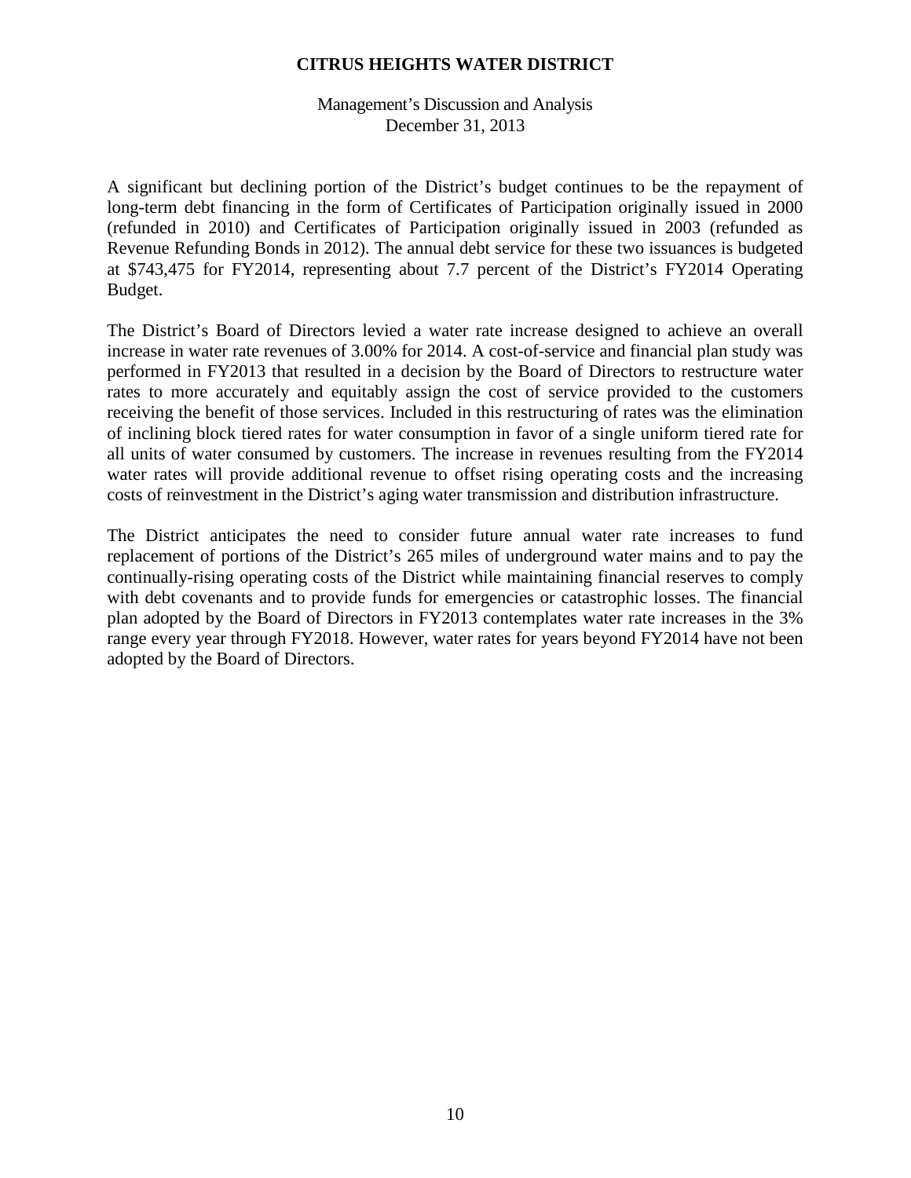A significant but declining portion of the District's budget continues to be the repayment of long-term debt financing in the form of Certificates of Participation originally issued in 2000 (refunded in 2010) and Certificates of Participation originally issued in 2003 (refunded as Revenue Refunding Bonds in 2012). The annual debt service for these two issuances is budgeted at $743,475 for FY2014, representing about 7.7 percent of the District's FY2014 Operating Budget.

The District's Board of Directors levied a water rate increase designed to achieve an overall increase in water rate revenues of 3.00% for 2014. A cost-of-service and financial plan study was performed in FY2013 that resulted in a decision by the Board of Directors to restructure water rates to more accurately and equitably assign the cost of service provided to the customers receiving the benefit of those services. Included in this restructuring of rates was the elimination of inclining block tiered rates for water consumption in favor of a single uniform tiered rate for all units of water consumed by customers. The increase in revenues resulting from the FY2014 water rates will provide additional revenue to offset rising operating costs and the increasing costs of reinvestment in the District's aging water transmission and distribution infrastructure.

The District anticipates the need to consider future annual water rate increases to fund replacement of portions of the District's 265 miles of underground water mains and to pay the continually-rising operating costs of the District while maintaining financial reserves to comply with debt covenants and to provide funds for emergencies or catastrophic losses. The financial plan adopted by the Board of Directors in FY2013 contemplates water rate increases in the 3% range every year through FY2018. However, water rates for years beyond FY2014 have not been adopted by the Board of Directors.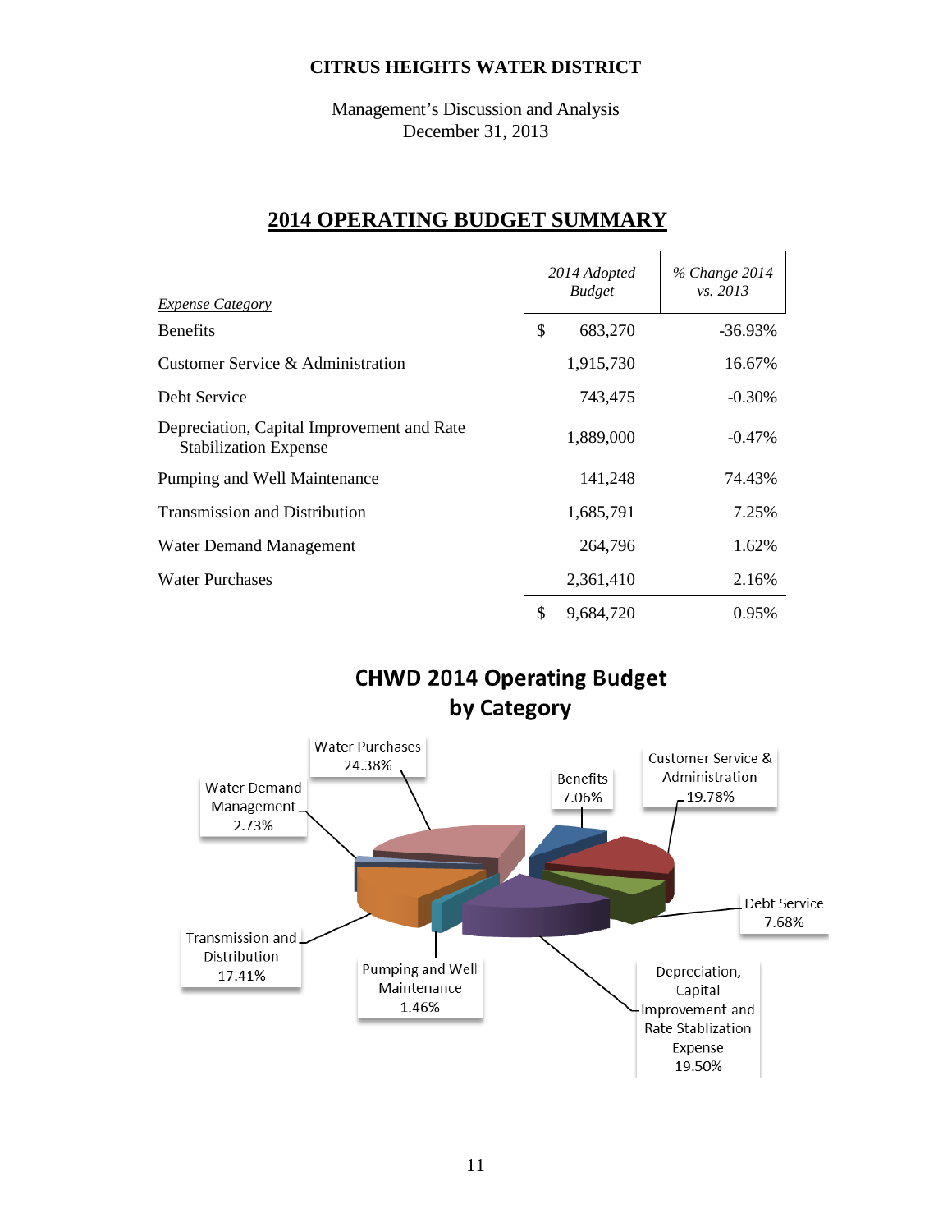**CITRUS HEIGHTS WATER DISTRICT**

Management's Discussion and Analysis
December 31, 2013

## 2014 OPERATING BUDGET SUMMARY

| *Expense Category* | *2014 Adopted Budget* | *% Change 2014 vs. 2013* |
|---|---|---|
| Benefits | $ 683,270 | -36.93% |
| Customer Service & Administration | 1,915,730 | 16.67% |
| Debt Service | 743,475 | -0.30% |
| Depreciation, Capital Improvement and Rate Stabilization Expense | 1,889,000 | -0.47% |
| Pumping and Well Maintenance | 141,248 | 74.43% |
| Transmission and Distribution | 1,685,791 | 7.25% |
| Water Demand Management | 264,796 | 1.62% |
| Water Purchases | 2,361,410 | 2.16% |
| | $ 9,684,720 | 0.95% |

**CHWD 2014 Operating Budget by Category**

- Water Purchases 24.38%
- Benefits 7.06%
- Customer Service & Administration 19.78%
- Water Demand Management 2.73%
- Debt Service 7.68%
- Transmission and Distribution 17.41%
- Pumping and Well Maintenance 1.46%
- Depreciation, Capital Improvement and Rate Stablization Expense 19.50%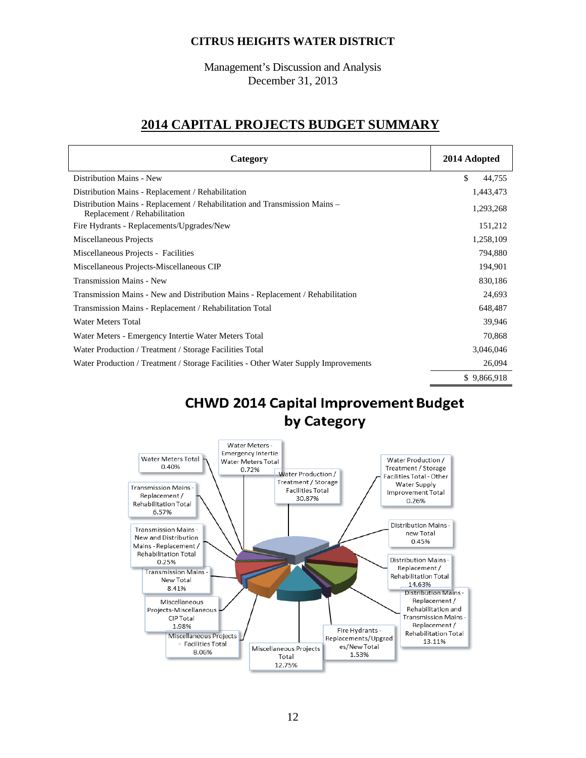## 2014 CAPITAL PROJECTS BUDGET SUMMARY

| Category | 2014 Adopted |
|---|---|
| Distribution Mains - New | $ 44,755 |
| Distribution Mains - Replacement / Rehabilitation | 1,443,473 |
| Distribution Mains - Replacement / Rehabilitation and Transmission Mains – Replacement / Rehabilitation | 1,293,268 |
| Fire Hydrants - Replacements/Upgrades/New | 151,212 |
| Miscellaneous Projects | 1,258,109 |
| Miscellaneous Projects - Facilities | 794,880 |
| Miscellaneous Projects-Miscellaneous CIP | 194,901 |
| Transmission Mains - New | 830,186 |
| Transmission Mains - New and Distribution Mains - Replacement / Rehabilitation | 24,693 |
| Transmission Mains - Replacement / Rehabilitation Total | 648,487 |
| Water Meters Total | 39,946 |
| Water Meters - Emergency Intertie Water Meters Total | 70,868 |
| Water Production / Treatment / Storage Facilities Total | 3,046,046 |
| Water Production / Treatment / Storage Facilities - Other Water Supply Improvements | 26,094 |
| | $ 9,866,918 |

### CHWD 2014 Capital Improvement Budget by Category

- Water Meters Total 0.40%
- Water Meters - Emergency Intertie Water Meters Total 0.72%
- Water Production / Treatment / Storage Facilities Total 30.87%
- Water Production / Treatment / Storage Facilities Total - Other Water Supply Improvement Total 0.26%
- Distribution Mains - new Total 0.45%
- Distribution Mains - Replacement / Rehabilitation Total 14.63%
- Distribution Mains - Replacement / Rehabilitation and Transmission Mains - Replacement / Rehabilitation Total 13.11%
- Fire Hydrants - Replacements/Upgrades/New Total 1.53%
- Miscellaneous Projects Total 12.75%
- Miscellaneous Projects - Facilities Total 8.06%
- Miscellaneous Projects-Miscellaneous CIP Total 1.98%
- Transmission Mains - New Total 8.41%
- Transmission Mains - New and Distribution Mains - Replacement / Rehabilitation Total 0.25%
- Transmission Mains - Replacement / Rehabilitation Total 6.57%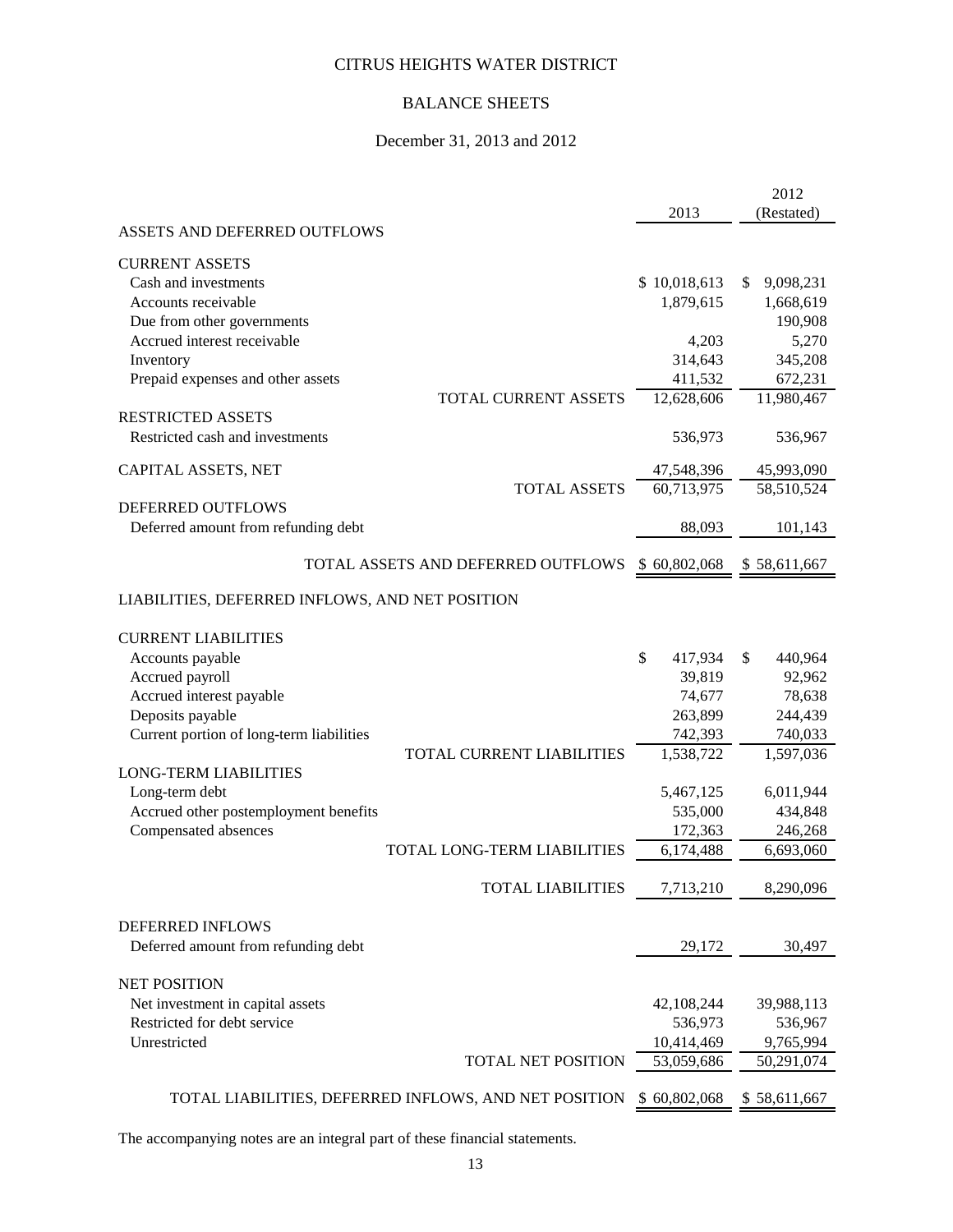# CITRUS HEIGHTS WATER DISTRICT

## BALANCE SHEETS

December 31, 2013 and 2012

| | 2013 | 2012 (Restated) |
|---|---|---|
| ASSETS AND DEFERRED OUTFLOWS | | |
| CURRENT ASSETS | | |
| Cash and investments | $ 10,018,613 | $ 9,098,231 |
| Accounts receivable | 1,879,615 | 1,668,619 |
| Due from other governments | | 190,908 |
| Accrued interest receivable | 4,203 | 5,270 |
| Inventory | 314,643 | 345,208 |
| Prepaid expenses and other assets | 411,532 | 672,231 |
| TOTAL CURRENT ASSETS | 12,628,606 | 11,980,467 |
| RESTRICTED ASSETS | | |
| Restricted cash and investments | 536,973 | 536,967 |
| CAPITAL ASSETS, NET | 47,548,396 | 45,993,090 |
| TOTAL ASSETS | 60,713,975 | 58,510,524 |
| DEFERRED OUTFLOWS | | |
| Deferred amount from refunding debt | 88,093 | 101,143 |
| TOTAL ASSETS AND DEFERRED OUTFLOWS | $ 60,802,068 | $ 58,611,667 |
| LIABILITIES, DEFERRED INFLOWS, AND NET POSITION | | |
| CURRENT LIABILITIES | | |
| Accounts payable | $ 417,934 | $ 440,964 |
| Accrued payroll | 39,819 | 92,962 |
| Accrued interest payable | 74,677 | 78,638 |
| Deposits payable | 263,899 | 244,439 |
| Current portion of long-term liabilities | 742,393 | 740,033 |
| TOTAL CURRENT LIABILITIES | 1,538,722 | 1,597,036 |
| LONG-TERM LIABILITIES | | |
| Long-term debt | 5,467,125 | 6,011,944 |
| Accrued other postemployment benefits | 535,000 | 434,848 |
| Compensated absences | 172,363 | 246,268 |
| TOTAL LONG-TERM LIABILITIES | 6,174,488 | 6,693,060 |
| TOTAL LIABILITIES | 7,713,210 | 8,290,096 |
| DEFERRED INFLOWS | | |
| Deferred amount from refunding debt | 29,172 | 30,497 |
| NET POSITION | | |
| Net investment in capital assets | 42,108,244 | 39,988,113 |
| Restricted for debt service | 536,973 | 536,967 |
| Unrestricted | 10,414,469 | 9,765,994 |
| TOTAL NET POSITION | 53,059,686 | 50,291,074 |
| TOTAL LIABILITIES, DEFERRED INFLOWS, AND NET POSITION | $ 60,802,068 | $ 58,611,667 |

The accompanying notes are an integral part of these financial statements.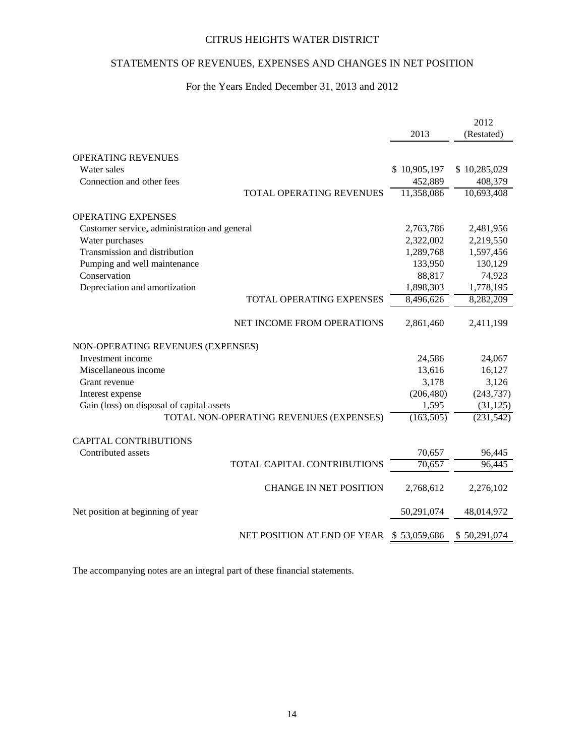# CITRUS HEIGHTS WATER DISTRICT

## STATEMENTS OF REVENUES, EXPENSES AND CHANGES IN NET POSITION

### For the Years Ended December 31, 2013 and 2012

| | 2013 | 2012 (Restated) |
|---|---|---|
| **OPERATING REVENUES** | | |
| Water sales | $ 10,905,197 | $ 10,285,029 |
| Connection and other fees | 452,889 | 408,379 |
| TOTAL OPERATING REVENUES | 11,358,086 | 10,693,408 |
| **OPERATING EXPENSES** | | |
| Customer service, administration and general | 2,763,786 | 2,481,956 |
| Water purchases | 2,322,002 | 2,219,550 |
| Transmission and distribution | 1,289,768 | 1,597,456 |
| Pumping and well maintenance | 133,950 | 130,129 |
| Conservation | 88,817 | 74,923 |
| Depreciation and amortization | 1,898,303 | 1,778,195 |
| TOTAL OPERATING EXPENSES | 8,496,626 | 8,282,209 |
| NET INCOME FROM OPERATIONS | 2,861,460 | 2,411,199 |
| **NON-OPERATING REVENUES (EXPENSES)** | | |
| Investment income | 24,586 | 24,067 |
| Miscellaneous income | 13,616 | 16,127 |
| Grant revenue | 3,178 | 3,126 |
| Interest expense | (206,480) | (243,737) |
| Gain (loss) on disposal of capital assets | 1,595 | (31,125) |
| TOTAL NON-OPERATING REVENUES (EXPENSES) | (163,505) | (231,542) |
| **CAPITAL CONTRIBUTIONS** | | |
| Contributed assets | 70,657 | 96,445 |
| TOTAL CAPITAL CONTRIBUTIONS | 70,657 | 96,445 |
| CHANGE IN NET POSITION | 2,768,612 | 2,276,102 |
| Net position at beginning of year | 50,291,074 | 48,014,972 |
| NET POSITION AT END OF YEAR | $ 53,059,686 | $ 50,291,074 |

The accompanying notes are an integral part of these financial statements.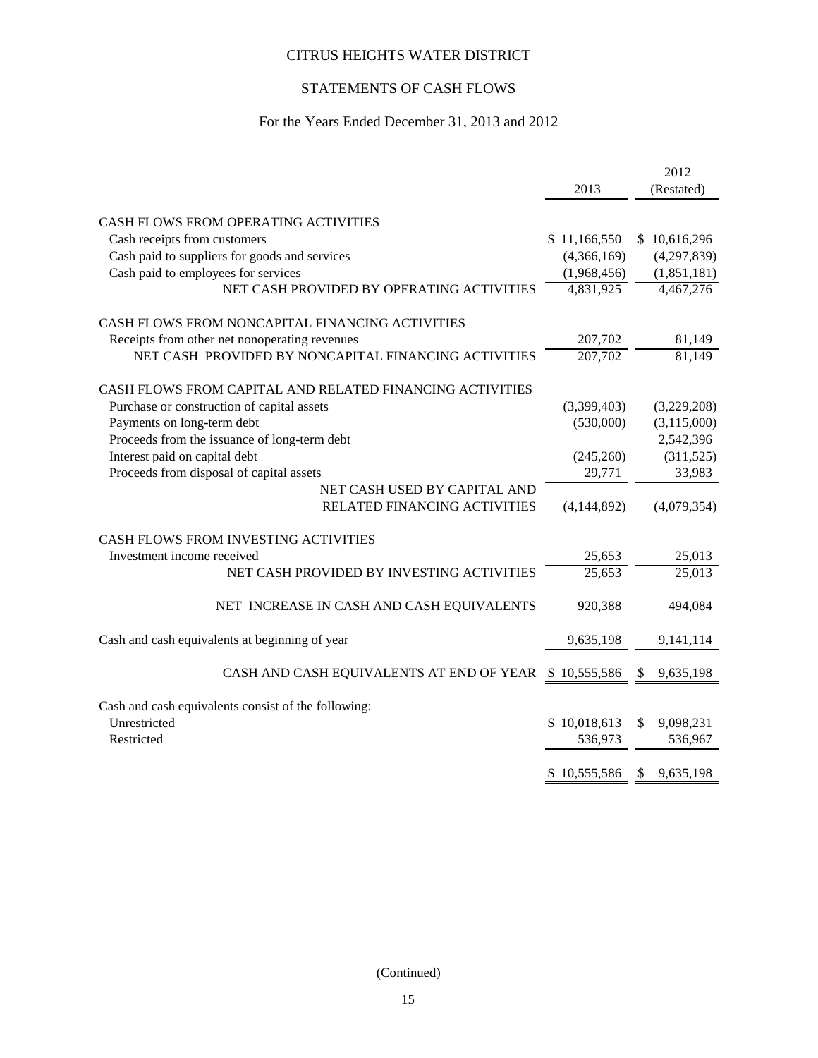# CITRUS HEIGHTS WATER DISTRICT

## STATEMENTS OF CASH FLOWS

### For the Years Ended December 31, 2013 and 2012

| | 2013 | 2012 (Restated) |
|---|---|---|
| CASH FLOWS FROM OPERATING ACTIVITIES | | |
| Cash receipts from customers | $ 11,166,550 | $ 10,616,296 |
| Cash paid to suppliers for goods and services | (4,366,169) | (4,297,839) |
| Cash paid to employees for services | (1,968,456) | (1,851,181) |
| NET CASH PROVIDED BY OPERATING ACTIVITIES | 4,831,925 | 4,467,276 |
| CASH FLOWS FROM NONCAPITAL FINANCING ACTIVITIES | | |
| Receipts from other net nonoperating revenues | 207,702 | 81,149 |
| NET CASH PROVIDED BY NONCAPITAL FINANCING ACTIVITIES | 207,702 | 81,149 |
| CASH FLOWS FROM CAPITAL AND RELATED FINANCING ACTIVITIES | | |
| Purchase or construction of capital assets | (3,399,403) | (3,229,208) |
| Payments on long-term debt | (530,000) | (3,115,000) |
| Proceeds from the issuance of long-term debt | | 2,542,396 |
| Interest paid on capital debt | (245,260) | (311,525) |
| Proceeds from disposal of capital assets | 29,771 | 33,983 |
| NET CASH USED BY CAPITAL AND RELATED FINANCING ACTIVITIES | (4,144,892) | (4,079,354) |
| CASH FLOWS FROM INVESTING ACTIVITIES | | |
| Investment income received | 25,653 | 25,013 |
| NET CASH PROVIDED BY INVESTING ACTIVITIES | 25,653 | 25,013 |
| NET INCREASE IN CASH AND CASH EQUIVALENTS | 920,388 | 494,084 |
| Cash and cash equivalents at beginning of year | 9,635,198 | 9,141,114 |
| CASH AND CASH EQUIVALENTS AT END OF YEAR | $ 10,555,586 | $ 9,635,198 |
| Cash and cash equivalents consist of the following: | | |
| Unrestricted | $ 10,018,613 | $ 9,098,231 |
| Restricted | 536,973 | 536,967 |
| | $ 10,555,586 | $ 9,635,198 |

(Continued)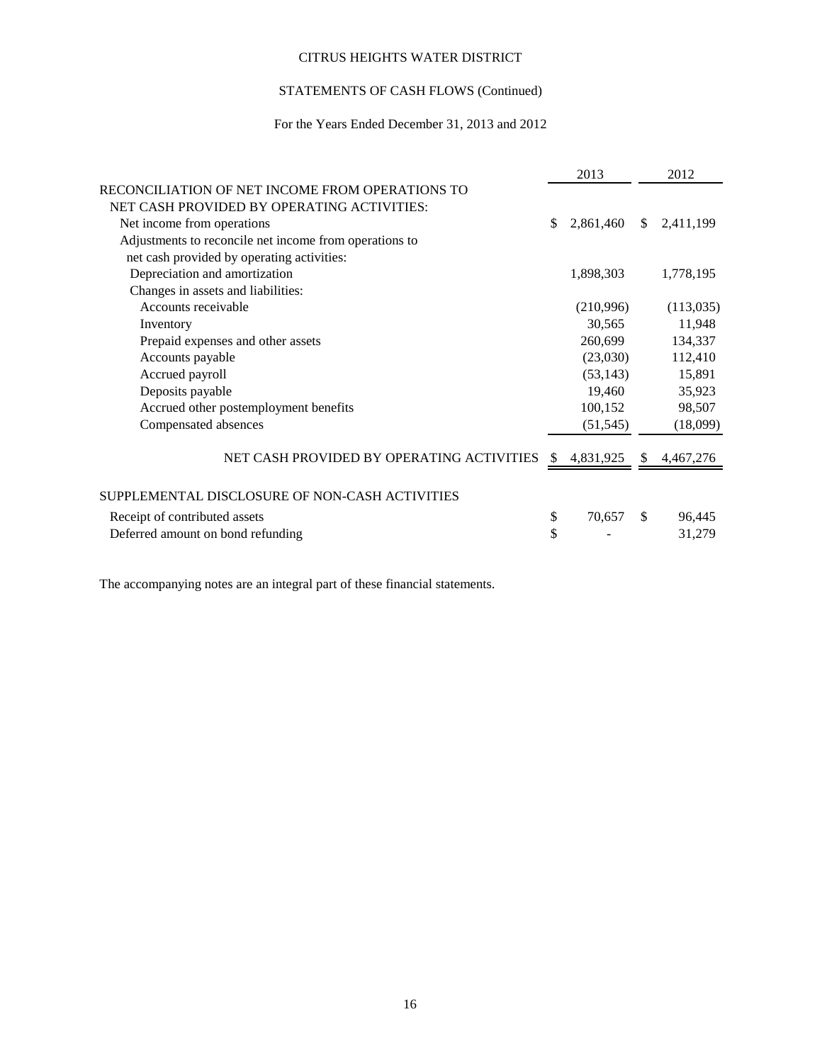# CITRUS HEIGHTS WATER DISTRICT

## STATEMENTS OF CASH FLOWS (Continued)

### For the Years Ended December 31, 2013 and 2012

| | 2013 | 2012 |
|---|---|---|
| RECONCILIATION OF NET INCOME FROM OPERATIONS TO NET CASH PROVIDED BY OPERATING ACTIVITIES: | | |
| Net income from operations | $ 2,861,460 | $ 2,411,199 |
| Adjustments to reconcile net income from operations to net cash provided by operating activities: | | |
| Depreciation and amortization | 1,898,303 | 1,778,195 |
| Changes in assets and liabilities: | | |
| Accounts receivable | (210,996) | (113,035) |
| Inventory | 30,565 | 11,948 |
| Prepaid expenses and other assets | 260,699 | 134,337 |
| Accounts payable | (23,030) | 112,410 |
| Accrued payroll | (53,143) | 15,891 |
| Deposits payable | 19,460 | 35,923 |
| Accrued other postemployment benefits | 100,152 | 98,507 |
| Compensated absences | (51,545) | (18,099) |
| NET CASH PROVIDED BY OPERATING ACTIVITIES | $ 4,831,925 | $ 4,467,276 |
| SUPPLEMENTAL DISCLOSURE OF NON-CASH ACTIVITIES | | |
| Receipt of contributed assets | $ 70,657 | $ 96,445 |
| Deferred amount on bond refunding | $ - | 31,279 |

The accompanying notes are an integral part of these financial statements.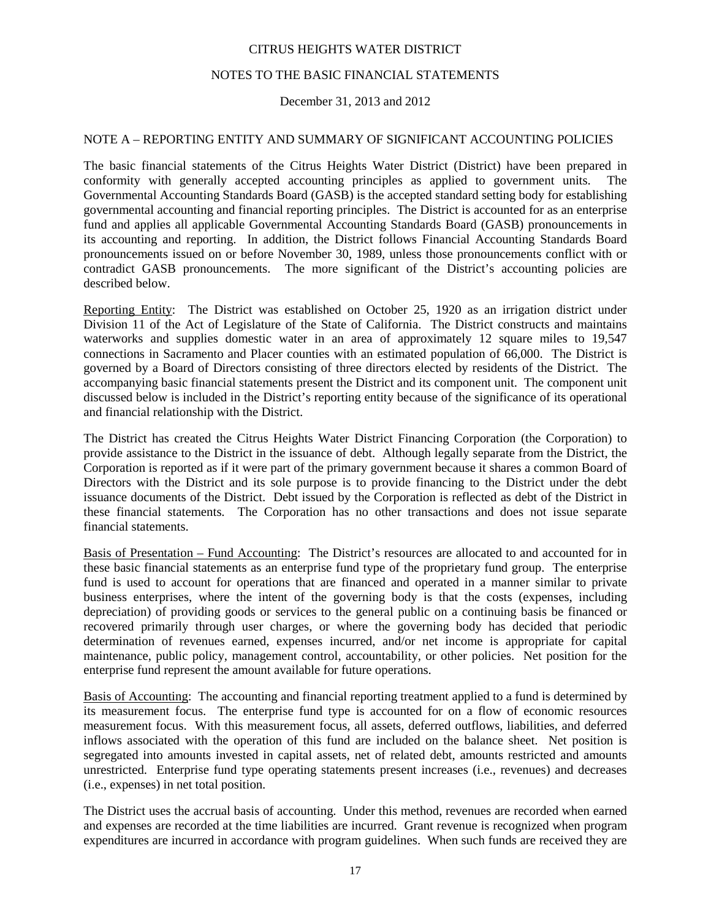CITRUS HEIGHTS WATER DISTRICT

NOTES TO THE BASIC FINANCIAL STATEMENTS

December 31, 2013 and 2012

## NOTE A – REPORTING ENTITY AND SUMMARY OF SIGNIFICANT ACCOUNTING POLICIES

The basic financial statements of the Citrus Heights Water District (District) have been prepared in conformity with generally accepted accounting principles as applied to government units. The Governmental Accounting Standards Board (GASB) is the accepted standard setting body for establishing governmental accounting and financial reporting principles. The District is accounted for as an enterprise fund and applies all applicable Governmental Accounting Standards Board (GASB) pronouncements in its accounting and reporting. In addition, the District follows Financial Accounting Standards Board pronouncements issued on or before November 30, 1989, unless those pronouncements conflict with or contradict GASB pronouncements. The more significant of the District's accounting policies are described below.

Reporting Entity: The District was established on October 25, 1920 as an irrigation district under Division 11 of the Act of Legislature of the State of California. The District constructs and maintains waterworks and supplies domestic water in an area of approximately 12 square miles to 19,547 connections in Sacramento and Placer counties with an estimated population of 66,000. The District is governed by a Board of Directors consisting of three directors elected by residents of the District. The accompanying basic financial statements present the District and its component unit. The component unit discussed below is included in the District's reporting entity because of the significance of its operational and financial relationship with the District.

The District has created the Citrus Heights Water District Financing Corporation (the Corporation) to provide assistance to the District in the issuance of debt. Although legally separate from the District, the Corporation is reported as if it were part of the primary government because it shares a common Board of Directors with the District and its sole purpose is to provide financing to the District under the debt issuance documents of the District. Debt issued by the Corporation is reflected as debt of the District in these financial statements. The Corporation has no other transactions and does not issue separate financial statements.

Basis of Presentation – Fund Accounting: The District's resources are allocated to and accounted for in these basic financial statements as an enterprise fund type of the proprietary fund group. The enterprise fund is used to account for operations that are financed and operated in a manner similar to private business enterprises, where the intent of the governing body is that the costs (expenses, including depreciation) of providing goods or services to the general public on a continuing basis be financed or recovered primarily through user charges, or where the governing body has decided that periodic determination of revenues earned, expenses incurred, and/or net income is appropriate for capital maintenance, public policy, management control, accountability, or other policies. Net position for the enterprise fund represent the amount available for future operations.

Basis of Accounting: The accounting and financial reporting treatment applied to a fund is determined by its measurement focus. The enterprise fund type is accounted for on a flow of economic resources measurement focus. With this measurement focus, all assets, deferred outflows, liabilities, and deferred inflows associated with the operation of this fund are included on the balance sheet. Net position is segregated into amounts invested in capital assets, net of related debt, amounts restricted and amounts unrestricted. Enterprise fund type operating statements present increases (i.e., revenues) and decreases (i.e., expenses) in net total position.

The District uses the accrual basis of accounting. Under this method, revenues are recorded when earned and expenses are recorded at the time liabilities are incurred. Grant revenue is recognized when program expenditures are incurred in accordance with program guidelines. When such funds are received they are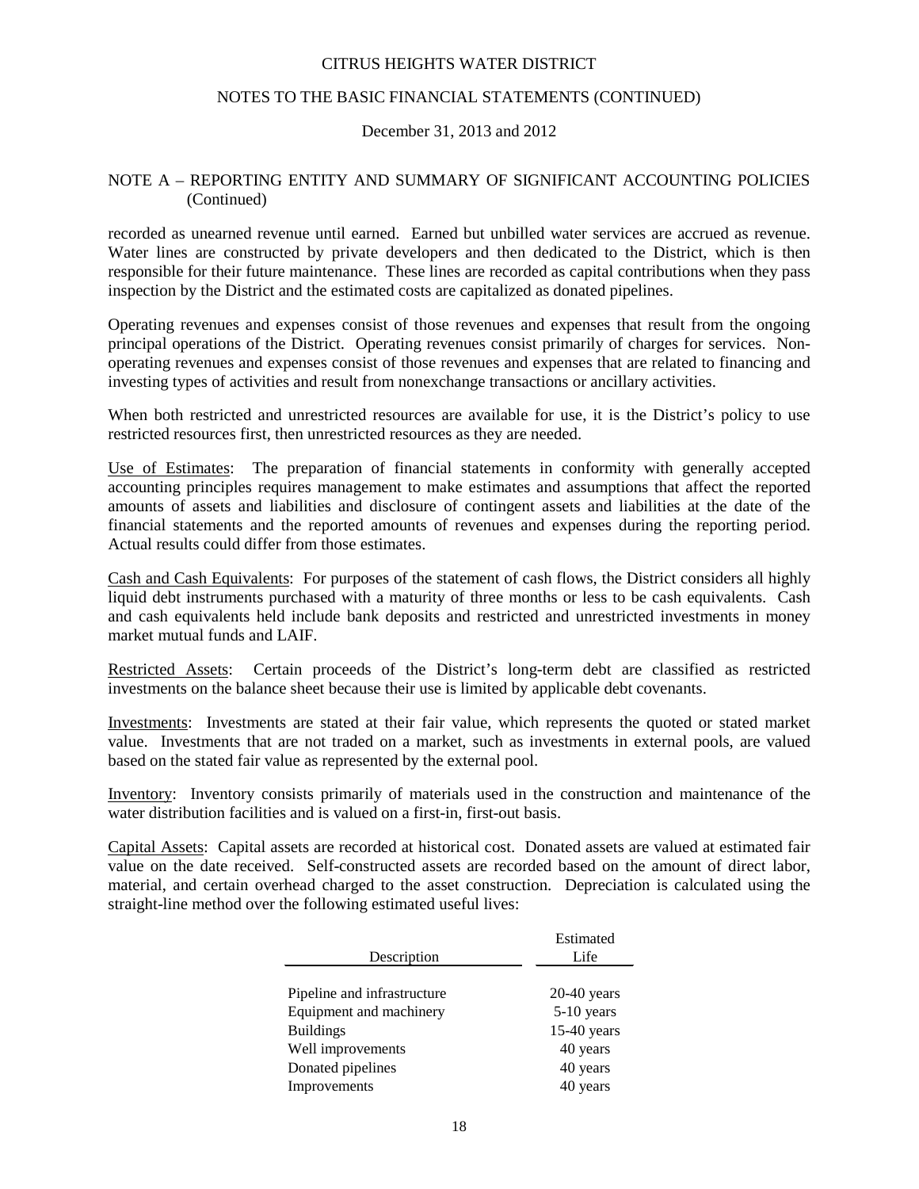## NOTE A – REPORTING ENTITY AND SUMMARY OF SIGNIFICANT ACCOUNTING POLICIES (Continued)

recorded as unearned revenue until earned. Earned but unbilled water services are accrued as revenue. Water lines are constructed by private developers and then dedicated to the District, which is then responsible for their future maintenance. These lines are recorded as capital contributions when they pass inspection by the District and the estimated costs are capitalized as donated pipelines.

Operating revenues and expenses consist of those revenues and expenses that result from the ongoing principal operations of the District. Operating revenues consist primarily of charges for services. Non-operating revenues and expenses consist of those revenues and expenses that are related to financing and investing types of activities and result from nonexchange transactions or ancillary activities.

When both restricted and unrestricted resources are available for use, it is the District's policy to use restricted resources first, then unrestricted resources as they are needed.

Use of Estimates: The preparation of financial statements in conformity with generally accepted accounting principles requires management to make estimates and assumptions that affect the reported amounts of assets and liabilities and disclosure of contingent assets and liabilities at the date of the financial statements and the reported amounts of revenues and expenses during the reporting period. Actual results could differ from those estimates.

Cash and Cash Equivalents: For purposes of the statement of cash flows, the District considers all highly liquid debt instruments purchased with a maturity of three months or less to be cash equivalents. Cash and cash equivalents held include bank deposits and restricted and unrestricted investments in money market mutual funds and LAIF.

Restricted Assets: Certain proceeds of the District's long-term debt are classified as restricted investments on the balance sheet because their use is limited by applicable debt covenants.

Investments: Investments are stated at their fair value, which represents the quoted or stated market value. Investments that are not traded on a market, such as investments in external pools, are valued based on the stated fair value as represented by the external pool.

Inventory: Inventory consists primarily of materials used in the construction and maintenance of the water distribution facilities and is valued on a first-in, first-out basis.

Capital Assets: Capital assets are recorded at historical cost. Donated assets are valued at estimated fair value on the date received. Self-constructed assets are recorded based on the amount of direct labor, material, and certain overhead charged to the asset construction. Depreciation is calculated using the straight-line method over the following estimated useful lives:

| Description | Estimated Life |
|---|---|
| Pipeline and infrastructure | 20-40 years |
| Equipment and machinery | 5-10 years |
| Buildings | 15-40 years |
| Well improvements | 40 years |
| Donated pipelines | 40 years |
| Improvements | 40 years |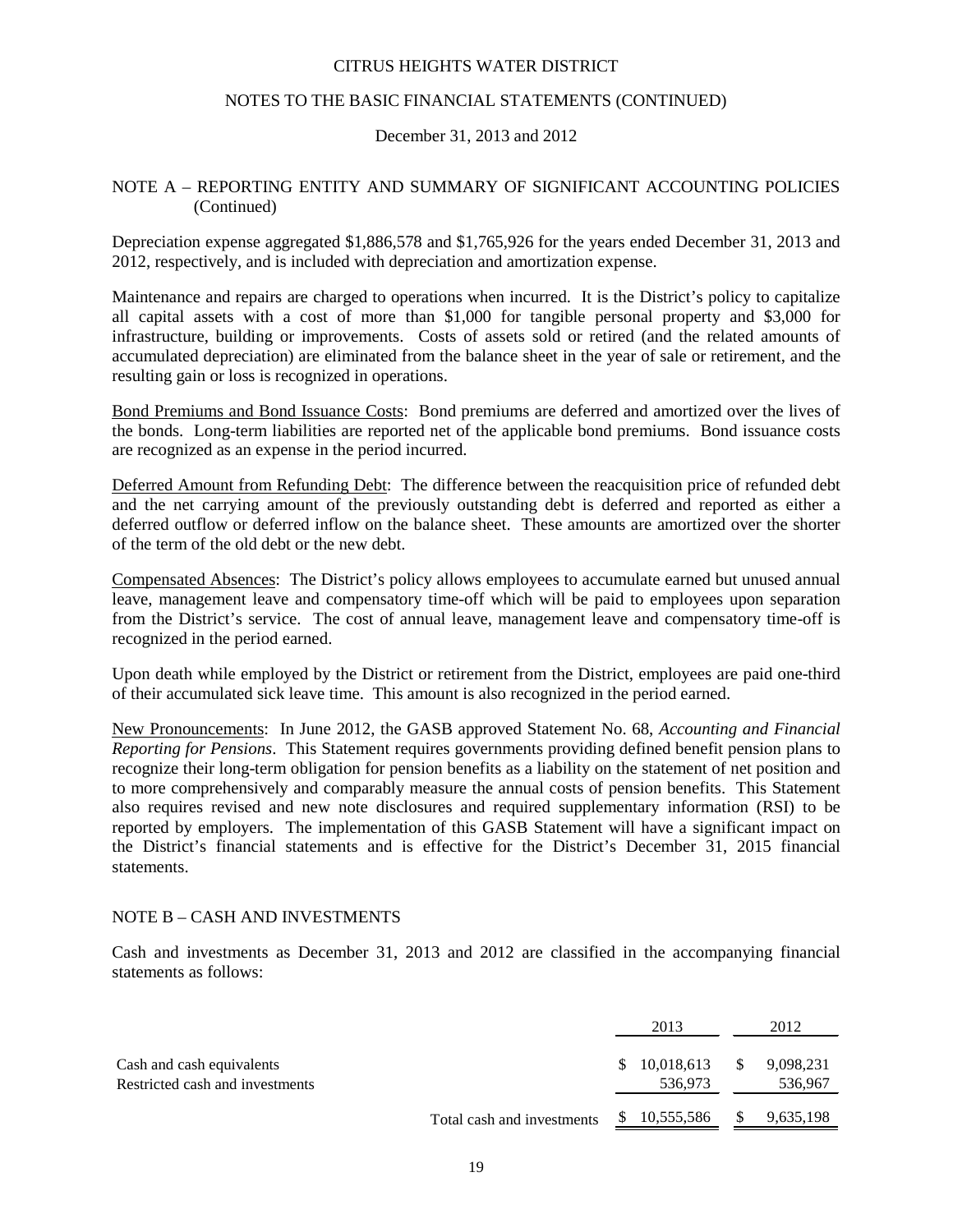## NOTE A – REPORTING ENTITY AND SUMMARY OF SIGNIFICANT ACCOUNTING POLICIES (Continued)

Depreciation expense aggregated $1,886,578 and $1,765,926 for the years ended December 31, 2013 and 2012, respectively, and is included with depreciation and amortization expense.

Maintenance and repairs are charged to operations when incurred. It is the District's policy to capitalize all capital assets with a cost of more than $1,000 for tangible personal property and $3,000 for infrastructure, building or improvements. Costs of assets sold or retired (and the related amounts of accumulated depreciation) are eliminated from the balance sheet in the year of sale or retirement, and the resulting gain or loss is recognized in operations.

Bond Premiums and Bond Issuance Costs: Bond premiums are deferred and amortized over the lives of the bonds. Long-term liabilities are reported net of the applicable bond premiums. Bond issuance costs are recognized as an expense in the period incurred.

Deferred Amount from Refunding Debt: The difference between the reacquisition price of refunded debt and the net carrying amount of the previously outstanding debt is deferred and reported as either a deferred outflow or deferred inflow on the balance sheet. These amounts are amortized over the shorter of the term of the old debt or the new debt.

Compensated Absences: The District's policy allows employees to accumulate earned but unused annual leave, management leave and compensatory time-off which will be paid to employees upon separation from the District's service. The cost of annual leave, management leave and compensatory time-off is recognized in the period earned.

Upon death while employed by the District or retirement from the District, employees are paid one-third of their accumulated sick leave time. This amount is also recognized in the period earned.

New Pronouncements: In June 2012, the GASB approved Statement No. 68, *Accounting and Financial Reporting for Pensions*. This Statement requires governments providing defined benefit pension plans to recognize their long-term obligation for pension benefits as a liability on the statement of net position and to more comprehensively and comparably measure the annual costs of pension benefits. This Statement also requires revised and new note disclosures and required supplementary information (RSI) to be reported by employers. The implementation of this GASB Statement will have a significant impact on the District's financial statements and is effective for the District's December 31, 2015 financial statements.

## NOTE B – CASH AND INVESTMENTS

Cash and investments as December 31, 2013 and 2012 are classified in the accompanying financial statements as follows:

| | 2013 | 2012 |
|---|---|---|
| Cash and cash equivalents | $ 10,018,613 | $ 9,098,231 |
| Restricted cash and investments | 536,973 | 536,967 |
| Total cash and investments | $ 10,555,586 | $ 9,635,198 |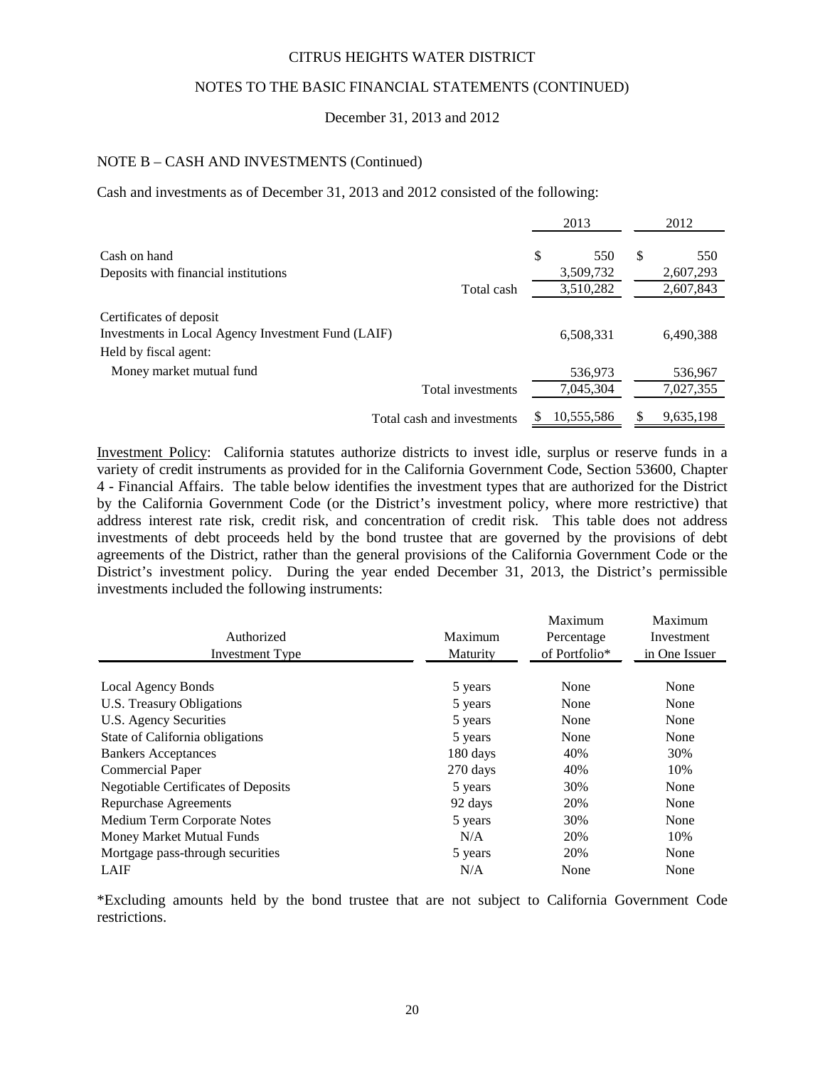CITRUS HEIGHTS WATER DISTRICT

NOTES TO THE BASIC FINANCIAL STATEMENTS (CONTINUED)

December 31, 2013 and 2012

## NOTE B – CASH AND INVESTMENTS (Continued)

Cash and investments as of December 31, 2013 and 2012 consisted of the following:

| | | 2013 | 2012 |
|---|---|---|---|
| Cash on hand | | $ 550 | $ 550 |
| Deposits with financial institutions | | 3,509,732 | 2,607,293 |
| | Total cash | 3,510,282 | 2,607,843 |
| Certificates of deposit | | | |
| Investments in Local Agency Investment Fund (LAIF) | | 6,508,331 | 6,490,388 |
| Held by fiscal agent: | | | |
| Money market mutual fund | | 536,973 | 536,967 |
| | Total investments | 7,045,304 | 7,027,355 |
| | Total cash and investments | $ 10,555,586 | $ 9,635,198 |

Investment Policy: California statutes authorize districts to invest idle, surplus or reserve funds in a variety of credit instruments as provided for in the California Government Code, Section 53600, Chapter 4 - Financial Affairs. The table below identifies the investment types that are authorized for the District by the California Government Code (or the District's investment policy, where more restrictive) that address interest rate risk, credit risk, and concentration of credit risk. This table does not address investments of debt proceeds held by the bond trustee that are governed by the provisions of debt agreements of the District, rather than the general provisions of the California Government Code or the District's investment policy. During the year ended December 31, 2013, the District's permissible investments included the following instruments:

| Authorized Investment Type | Maximum Maturity | Maximum Percentage of Portfolio* | Maximum Investment in One Issuer |
|---|---|---|---|
| Local Agency Bonds | 5 years | None | None |
| U.S. Treasury Obligations | 5 years | None | None |
| U.S. Agency Securities | 5 years | None | None |
| State of California obligations | 5 years | None | None |
| Bankers Acceptances | 180 days | 40% | 30% |
| Commercial Paper | 270 days | 40% | 10% |
| Negotiable Certificates of Deposits | 5 years | 30% | None |
| Repurchase Agreements | 92 days | 20% | None |
| Medium Term Corporate Notes | 5 years | 30% | None |
| Money Market Mutual Funds | N/A | 20% | 10% |
| Mortgage pass-through securities | 5 years | 20% | None |
| LAIF | N/A | None | None |

*Excluding amounts held by the bond trustee that are not subject to California Government Code restrictions.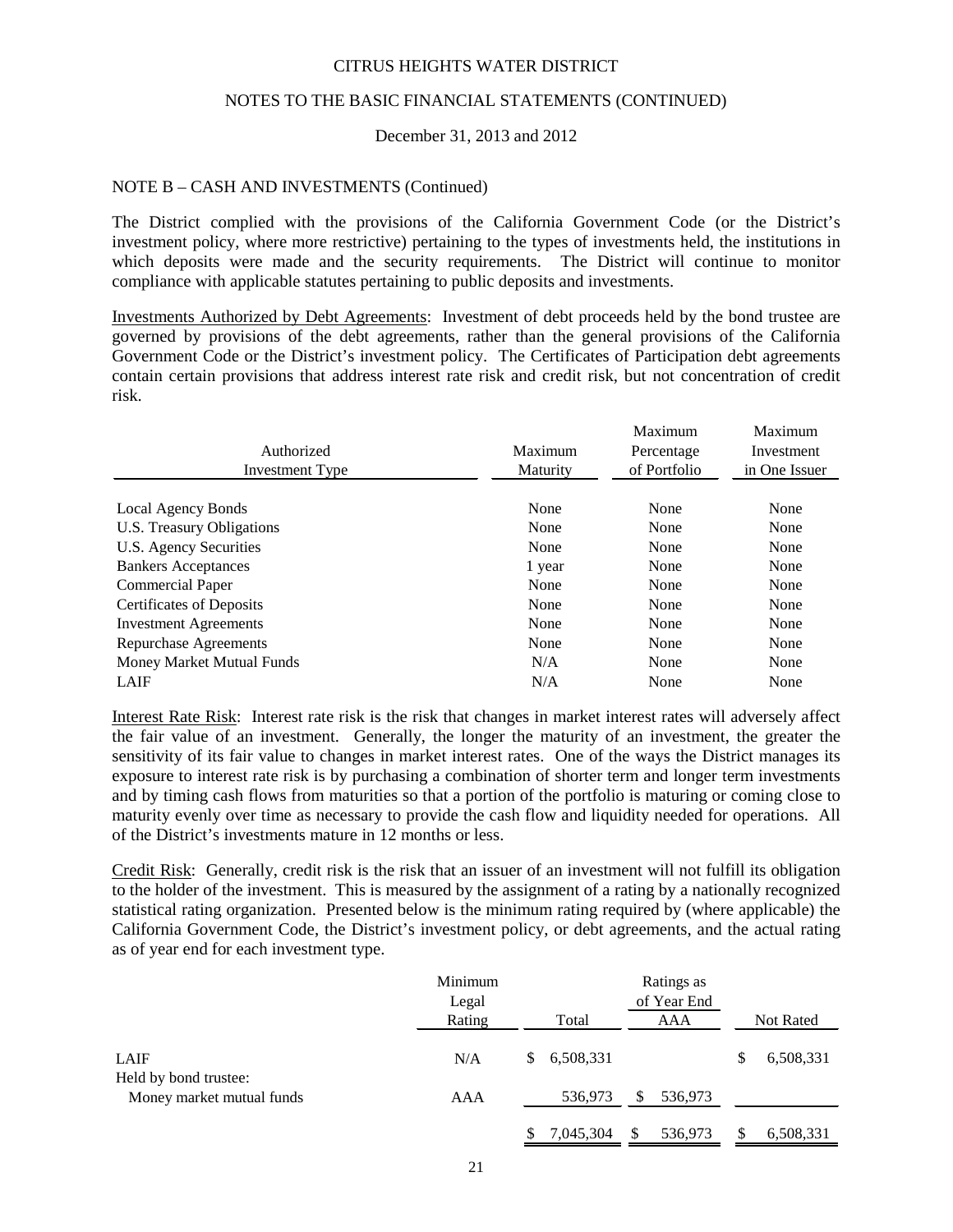## NOTE B – CASH AND INVESTMENTS (Continued)

The District complied with the provisions of the California Government Code (or the District's investment policy, where more restrictive) pertaining to the types of investments held, the institutions in which deposits were made and the security requirements. The District will continue to monitor compliance with applicable statutes pertaining to public deposits and investments.

Investments Authorized by Debt Agreements: Investment of debt proceeds held by the bond trustee are governed by provisions of the debt agreements, rather than the general provisions of the California Government Code or the District's investment policy. The Certificates of Participation debt agreements contain certain provisions that address interest rate risk and credit risk, but not concentration of credit risk.

| Authorized Investment Type | Maximum Maturity | Maximum Percentage of Portfolio | Maximum Investment in One Issuer |
|---|---|---|---|
| Local Agency Bonds | None | None | None |
| U.S. Treasury Obligations | None | None | None |
| U.S. Agency Securities | None | None | None |
| Bankers Acceptances | 1 year | None | None |
| Commercial Paper | None | None | None |
| Certificates of Deposits | None | None | None |
| Investment Agreements | None | None | None |
| Repurchase Agreements | None | None | None |
| Money Market Mutual Funds | N/A | None | None |
| LAIF | N/A | None | None |

Interest Rate Risk: Interest rate risk is the risk that changes in market interest rates will adversely affect the fair value of an investment. Generally, the longer the maturity of an investment, the greater the sensitivity of its fair value to changes in market interest rates. One of the ways the District manages its exposure to interest rate risk is by purchasing a combination of shorter term and longer term investments and by timing cash flows from maturities so that a portion of the portfolio is maturing or coming close to maturity evenly over time as necessary to provide the cash flow and liquidity needed for operations. All of the District's investments mature in 12 months or less.

Credit Risk: Generally, credit risk is the risk that an issuer of an investment will not fulfill its obligation to the holder of the investment. This is measured by the assignment of a rating by a nationally recognized statistical rating organization. Presented below is the minimum rating required by (where applicable) the California Government Code, the District's investment policy, or debt agreements, and the actual rating as of year end for each investment type.

| | Minimum Legal Rating | Total | Ratings as of Year End AAA | Not Rated |
|---|---|---|---|---|
| LAIF | N/A | $ 6,508,331 | | $ 6,508,331 |
| Held by bond trustee: | | | | |
| Money market mutual funds | AAA | 536,973 | $ 536,973 | |
| | | $ 7,045,304 | $ 536,973 | $ 6,508,331 |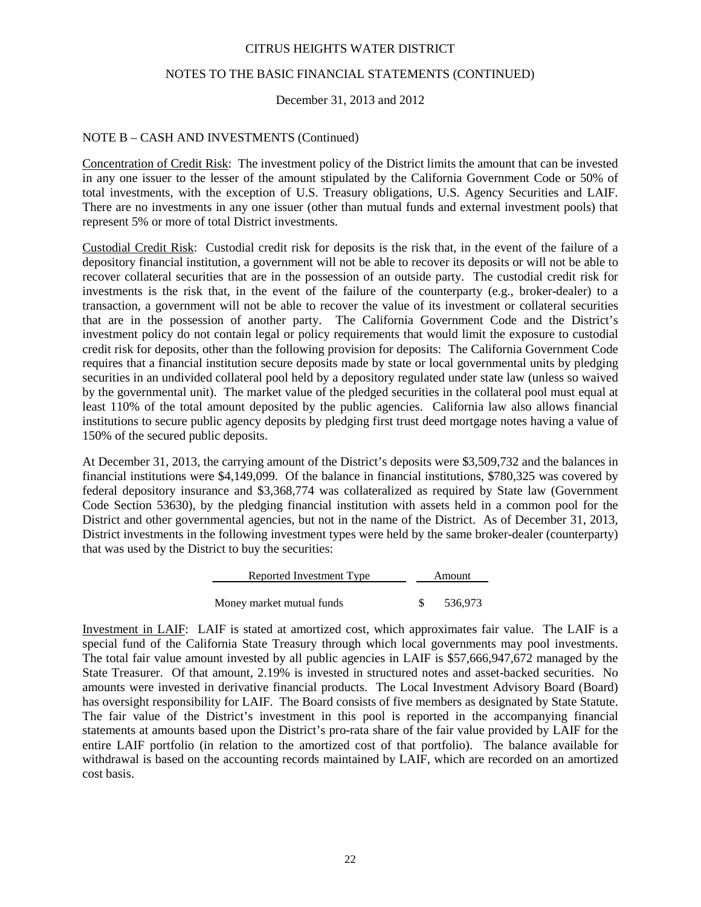CITRUS HEIGHTS WATER DISTRICT

NOTES TO THE BASIC FINANCIAL STATEMENTS (CONTINUED)

December 31, 2013 and 2012

## NOTE B – CASH AND INVESTMENTS (Continued)

Concentration of Credit Risk: The investment policy of the District limits the amount that can be invested in any one issuer to the lesser of the amount stipulated by the California Government Code or 50% of total investments, with the exception of U.S. Treasury obligations, U.S. Agency Securities and LAIF. There are no investments in any one issuer (other than mutual funds and external investment pools) that represent 5% or more of total District investments.

Custodial Credit Risk: Custodial credit risk for deposits is the risk that, in the event of the failure of a depository financial institution, a government will not be able to recover its deposits or will not be able to recover collateral securities that are in the possession of an outside party. The custodial credit risk for investments is the risk that, in the event of the failure of the counterparty (e.g., broker-dealer) to a transaction, a government will not be able to recover the value of its investment or collateral securities that are in the possession of another party. The California Government Code and the District's investment policy do not contain legal or policy requirements that would limit the exposure to custodial credit risk for deposits, other than the following provision for deposits: The California Government Code requires that a financial institution secure deposits made by state or local governmental units by pledging securities in an undivided collateral pool held by a depository regulated under state law (unless so waived by the governmental unit). The market value of the pledged securities in the collateral pool must equal at least 110% of the total amount deposited by the public agencies. California law also allows financial institutions to secure public agency deposits by pledging first trust deed mortgage notes having a value of 150% of the secured public deposits.

At December 31, 2013, the carrying amount of the District's deposits were $3,509,732 and the balances in financial institutions were $4,149,099. Of the balance in financial institutions, $780,325 was covered by federal depository insurance and $3,368,774 was collateralized as required by State law (Government Code Section 53630), by the pledging financial institution with assets held in a common pool for the District and other governmental agencies, but not in the name of the District. As of December 31, 2013, District investments in the following investment types were held by the same broker-dealer (counterparty) that was used by the District to buy the securities:

| Reported Investment Type | Amount |
|---|---|
| Money market mutual funds | $ 536,973 |

Investment in LAIF: LAIF is stated at amortized cost, which approximates fair value. The LAIF is a special fund of the California State Treasury through which local governments may pool investments. The total fair value amount invested by all public agencies in LAIF is $57,666,947,672 managed by the State Treasurer. Of that amount, 2.19% is invested in structured notes and asset-backed securities. No amounts were invested in derivative financial products. The Local Investment Advisory Board (Board) has oversight responsibility for LAIF. The Board consists of five members as designated by State Statute. The fair value of the District's investment in this pool is reported in the accompanying financial statements at amounts based upon the District's pro-rata share of the fair value provided by LAIF for the entire LAIF portfolio (in relation to the amortized cost of that portfolio). The balance available for withdrawal is based on the accounting records maintained by LAIF, which are recorded on an amortized cost basis.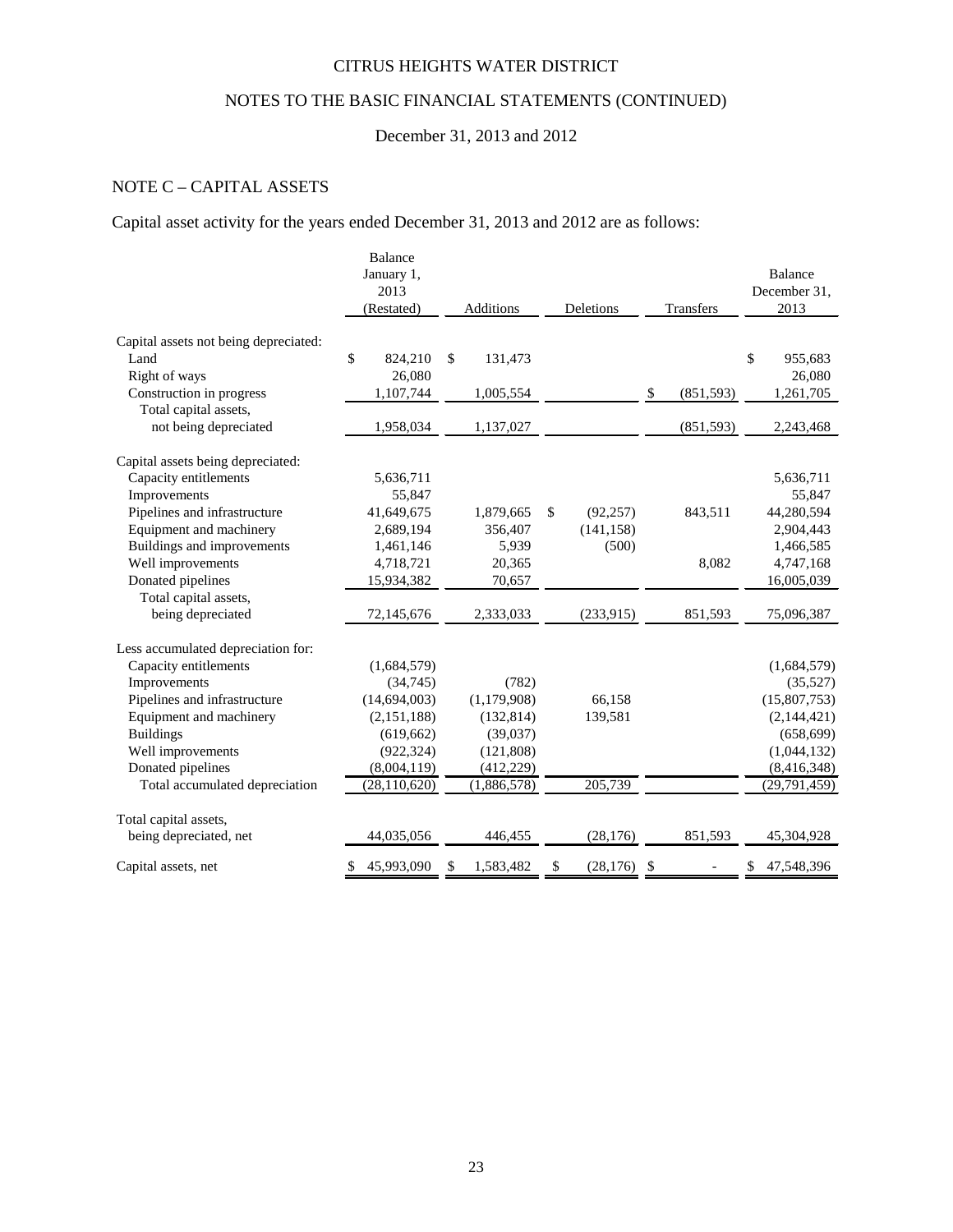CITRUS HEIGHTS WATER DISTRICT

NOTES TO THE BASIC FINANCIAL STATEMENTS (CONTINUED)

December 31, 2013 and 2012

## NOTE C – CAPITAL ASSETS

Capital asset activity for the years ended December 31, 2013 and 2012 are as follows:

| | Balance January 1, 2013 (Restated) | Additions | Deletions | Transfers | Balance December 31, 2013 |
|---|---|---|---|---|---|
| Capital assets not being depreciated: | | | | | |
| Land | $ 824,210 | $ 131,473 | | | $ 955,683 |
| Right of ways | 26,080 | | | | 26,080 |
| Construction in progress | 1,107,744 | 1,005,554 | | $ (851,593) | 1,261,705 |
| Total capital assets, not being depreciated | 1,958,034 | 1,137,027 | | (851,593) | 2,243,468 |
| Capital assets being depreciated: | | | | | |
| Capacity entitlements | 5,636,711 | | | | 5,636,711 |
| Improvements | 55,847 | | | | 55,847 |
| Pipelines and infrastructure | 41,649,675 | 1,879,665 | $ (92,257) | 843,511 | 44,280,594 |
| Equipment and machinery | 2,689,194 | 356,407 | (141,158) | | 2,904,443 |
| Buildings and improvements | 1,461,146 | 5,939 | (500) | | 1,466,585 |
| Well improvements | 4,718,721 | 20,365 | | 8,082 | 4,747,168 |
| Donated pipelines | 15,934,382 | 70,657 | | | 16,005,039 |
| Total capital assets, being depreciated | 72,145,676 | 2,333,033 | (233,915) | 851,593 | 75,096,387 |
| Less accumulated depreciation for: | | | | | |
| Capacity entitlements | (1,684,579) | | | | (1,684,579) |
| Improvements | (34,745) | (782) | | | (35,527) |
| Pipelines and infrastructure | (14,694,003) | (1,179,908) | 66,158 | | (15,807,753) |
| Equipment and machinery | (2,151,188) | (132,814) | 139,581 | | (2,144,421) |
| Buildings | (619,662) | (39,037) | | | (658,699) |
| Well improvements | (922,324) | (121,808) | | | (1,044,132) |
| Donated pipelines | (8,004,119) | (412,229) | | | (8,416,348) |
| Total accumulated depreciation | (28,110,620) | (1,886,578) | 205,739 | | (29,791,459) |
| Total capital assets, being depreciated, net | 44,035,056 | 446,455 | (28,176) | 851,593 | 45,304,928 |
| Capital assets, net | $ 45,993,090 | $ 1,583,482 | $ (28,176) | $ - | $ 47,548,396 |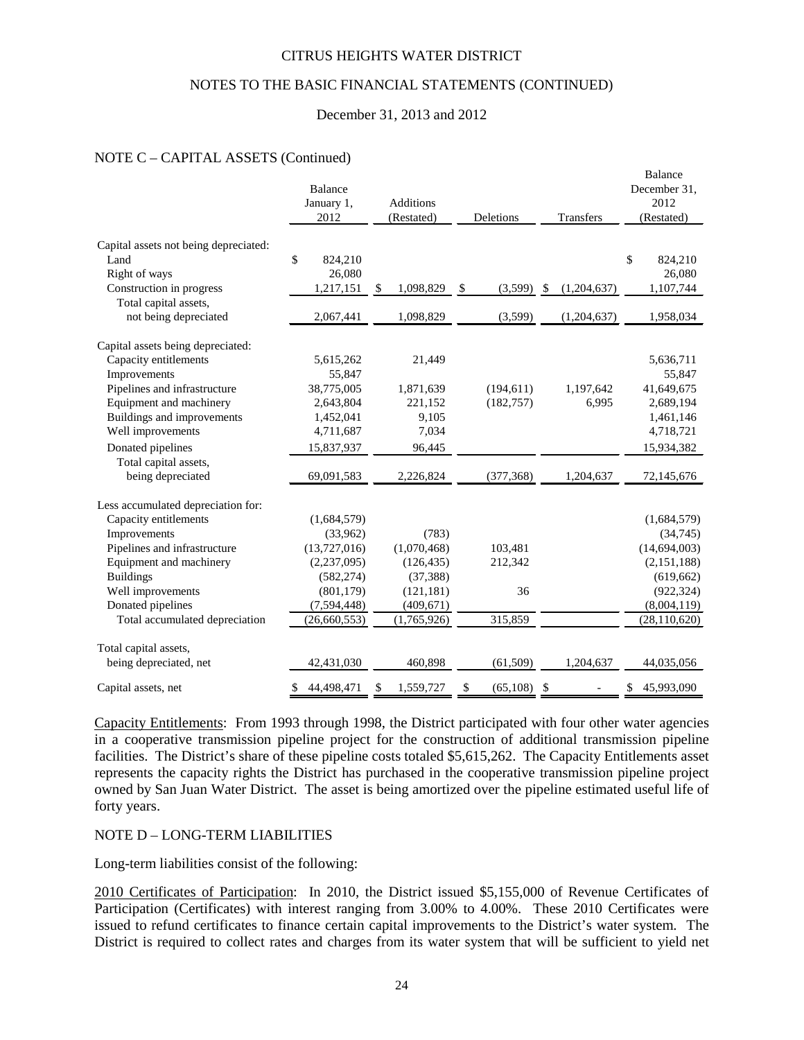CITRUS HEIGHTS WATER DISTRICT

NOTES TO THE BASIC FINANCIAL STATEMENTS (CONTINUED)

December 31, 2013 and 2012

## NOTE C – CAPITAL ASSETS (Continued)

| | Balance January 1, 2012 | Additions (Restated) | Deletions | Transfers | Balance December 31, 2012 (Restated) |
|---|---|---|---|---|---|
| Capital assets not being depreciated: | | | | | |
| Land | $ 824,210 | | | | $ 824,210 |
| Right of ways | 26,080 | | | | 26,080 |
| Construction in progress | 1,217,151 | $ 1,098,829 | $ (3,599) | $ (1,204,637) | 1,107,744 |
| Total capital assets, not being depreciated | 2,067,441 | 1,098,829 | (3,599) | (1,204,637) | 1,958,034 |
| Capital assets being depreciated: | | | | | |
| Capacity entitlements | 5,615,262 | 21,449 | | | 5,636,711 |
| Improvements | 55,847 | | | | 55,847 |
| Pipelines and infrastructure | 38,775,005 | 1,871,639 | (194,611) | 1,197,642 | 41,649,675 |
| Equipment and machinery | 2,643,804 | 221,152 | (182,757) | 6,995 | 2,689,194 |
| Buildings and improvements | 1,452,041 | 9,105 | | | 1,461,146 |
| Well improvements | 4,711,687 | 7,034 | | | 4,718,721 |
| Donated pipelines | 15,837,937 | 96,445 | | | 15,934,382 |
| Total capital assets, being depreciated | 69,091,583 | 2,226,824 | (377,368) | 1,204,637 | 72,145,676 |
| Less accumulated depreciation for: | | | | | |
| Capacity entitlements | (1,684,579) | | | | (1,684,579) |
| Improvements | (33,962) | (783) | | | (34,745) |
| Pipelines and infrastructure | (13,727,016) | (1,070,468) | 103,481 | | (14,694,003) |
| Equipment and machinery | (2,237,095) | (126,435) | 212,342 | | (2,151,188) |
| Buildings | (582,274) | (37,388) | | | (619,662) |
| Well improvements | (801,179) | (121,181) | 36 | | (922,324) |
| Donated pipelines | (7,594,448) | (409,671) | | | (8,004,119) |
| Total accumulated depreciation | (26,660,553) | (1,765,926) | 315,859 | | (28,110,620) |
| Total capital assets, being depreciated, net | 42,431,030 | 460,898 | (61,509) | 1,204,637 | 44,035,056 |
| Capital assets, net | $ 44,498,471 | $ 1,559,727 | $ (65,108) | $ - | $ 45,993,090 |

Capacity Entitlements: From 1993 through 1998, the District participated with four other water agencies in a cooperative transmission pipeline project for the construction of additional transmission pipeline facilities. The District's share of these pipeline costs totaled $5,615,262. The Capacity Entitlements asset represents the capacity rights the District has purchased in the cooperative transmission pipeline project owned by San Juan Water District. The asset is being amortized over the pipeline estimated useful life of forty years.

## NOTE D – LONG-TERM LIABILITIES

Long-term liabilities consist of the following:

2010 Certificates of Participation: In 2010, the District issued $5,155,000 of Revenue Certificates of Participation (Certificates) with interest ranging from 3.00% to 4.00%. These 2010 Certificates were issued to refund certificates to finance certain capital improvements to the District's water system. The District is required to collect rates and charges from its water system that will be sufficient to yield net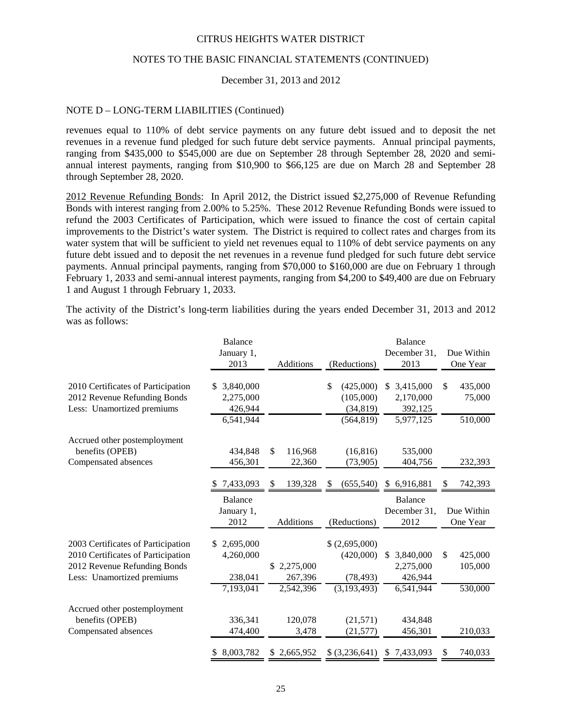NOTE D – LONG-TERM LIABILITIES (Continued)

revenues equal to 110% of debt service payments on any future debt issued and to deposit the net revenues in a revenue fund pledged for such future debt service payments. Annual principal payments, ranging from \$435,000 to \$545,000 are due on September 28 through September 28, 2020 and semi-annual interest payments, ranging from \$10,900 to \$66,125 are due on March 28 and September 28 through September 28, 2020.

2012 Revenue Refunding Bonds: In April 2012, the District issued \$2,275,000 of Revenue Refunding Bonds with interest ranging from 2.00% to 5.25%. These 2012 Revenue Refunding Bonds were issued to refund the 2003 Certificates of Participation, which were issued to finance the cost of certain capital improvements to the District's water system. The District is required to collect rates and charges from its water system that will be sufficient to yield net revenues equal to 110% of debt service payments on any future debt issued and to deposit the net revenues in a revenue fund pledged for such future debt service payments. Annual principal payments, ranging from \$70,000 to \$160,000 are due on February 1 through February 1, 2033 and semi-annual interest payments, ranging from \$4,200 to \$49,400 are due on February 1 and August 1 through February 1, 2033.

The activity of the District's long-term liabilities during the years ended December 31, 2013 and 2012 was as follows:

| | Balance January 1, 2013 | Additions | (Reductions) | Balance December 31, 2013 | Due Within One Year |
|---|---|---|---|---|---|
| 2010 Certificates of Participation | \$ 3,840,000 | | \$ (425,000) | \$ 3,415,000 | \$ 435,000 |
| 2012 Revenue Refunding Bonds | 2,275,000 | | (105,000) | 2,170,000 | 75,000 |
| Less: Unamortized premiums | 426,944 | | (34,819) | 392,125 | |
| | 6,541,944 | | (564,819) | 5,977,125 | 510,000 |
| Accrued other postemployment benefits (OPEB) | 434,848 | \$ 116,968 | (16,816) | 535,000 | |
| Compensated absences | 456,301 | 22,360 | (73,905) | 404,756 | 232,393 |
| | \$ 7,433,093 | \$ 139,328 | \$ (655,540) | \$ 6,916,881 | \$ 742,393 |

| | Balance January 1, 2012 | Additions | (Reductions) | Balance December 31, 2012 | Due Within One Year |
|---|---|---|---|---|---|
| 2003 Certificates of Participation | \$ 2,695,000 | | \$ (2,695,000) | | |
| 2010 Certificates of Participation | 4,260,000 | | (420,000) | \$ 3,840,000 | \$ 425,000 |
| 2012 Revenue Refunding Bonds | | \$ 2,275,000 | | 2,275,000 | 105,000 |
| Less: Unamortized premiums | 238,041 | 267,396 | (78,493) | 426,944 | |
| | 7,193,041 | 2,542,396 | (3,193,493) | 6,541,944 | 530,000 |
| Accrued other postemployment benefits (OPEB) | 336,341 | 120,078 | (21,571) | 434,848 | |
| Compensated absences | 474,400 | 3,478 | (21,577) | 456,301 | 210,033 |
| | \$ 8,003,782 | \$ 2,665,952 | \$ (3,236,641) | \$ 7,433,093 | \$ 740,033 |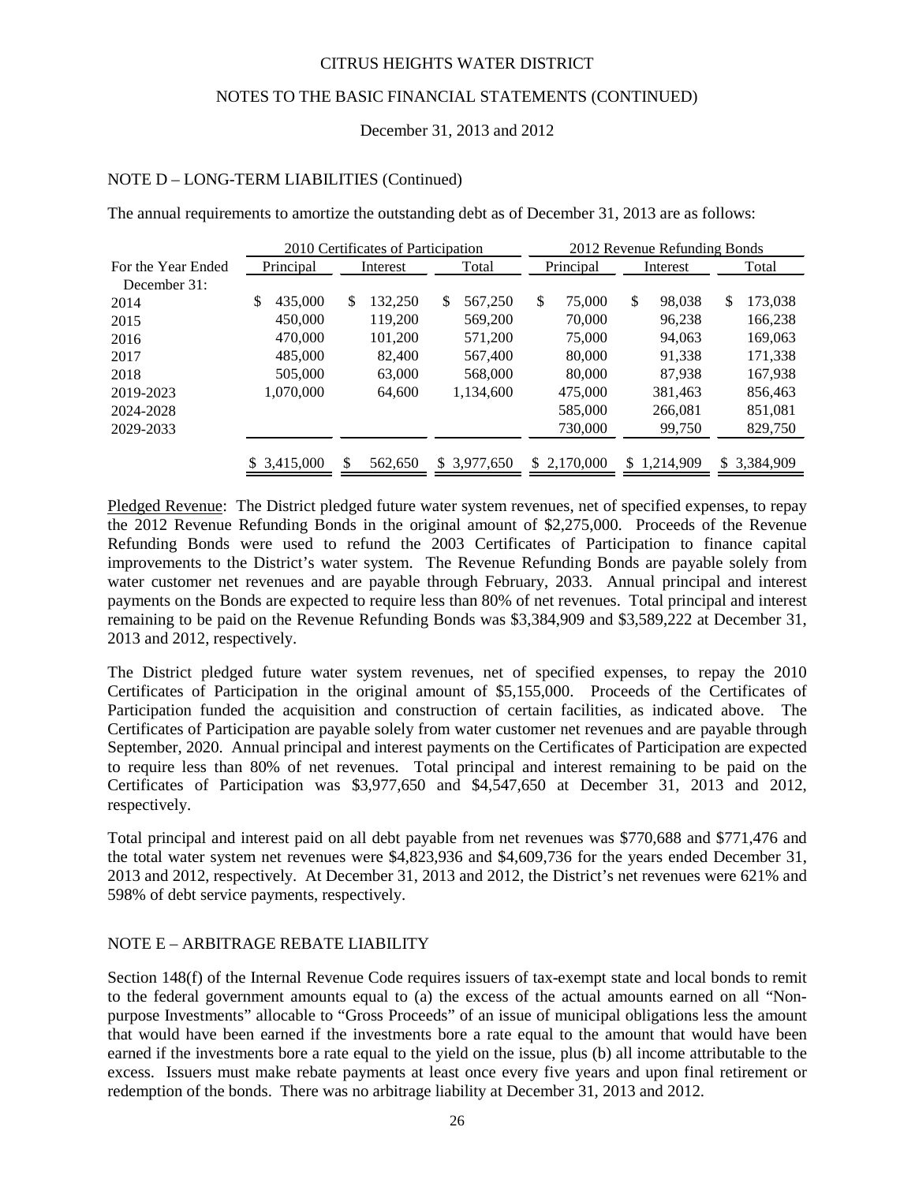CITRUS HEIGHTS WATER DISTRICT

NOTES TO THE BASIC FINANCIAL STATEMENTS (CONTINUED)

December 31, 2013 and 2012

## NOTE D – LONG-TERM LIABILITIES (Continued)

The annual requirements to amortize the outstanding debt as of December 31, 2013 are as follows:

| | 2010 Certificates of Participation | | | 2012 Revenue Refunding Bonds | | |
|---|---|---|---|---|---|---|
| For the Year Ended December 31: | Principal | Interest | Total | Principal | Interest | Total |
| 2014 | $ 435,000 | $ 132,250 | $ 567,250 | $ 75,000 | $ 98,038 | $ 173,038 |
| 2015 | 450,000 | 119,200 | 569,200 | 70,000 | 96,238 | 166,238 |
| 2016 | 470,000 | 101,200 | 571,200 | 75,000 | 94,063 | 169,063 |
| 2017 | 485,000 | 82,400 | 567,400 | 80,000 | 91,338 | 171,338 |
| 2018 | 505,000 | 63,000 | 568,000 | 80,000 | 87,938 | 167,938 |
| 2019-2023 | 1,070,000 | 64,600 | 1,134,600 | 475,000 | 381,463 | 856,463 |
| 2024-2028 | | | | 585,000 | 266,081 | 851,081 |
| 2029-2033 | | | | 730,000 | 99,750 | 829,750 |
| | $ 3,415,000 | $ 562,650 | $ 3,977,650 | $ 2,170,000 | $ 1,214,909 | $ 3,384,909 |

Pledged Revenue: The District pledged future water system revenues, net of specified expenses, to repay the 2012 Revenue Refunding Bonds in the original amount of $2,275,000. Proceeds of the Revenue Refunding Bonds were used to refund the 2003 Certificates of Participation to finance capital improvements to the District's water system. The Revenue Refunding Bonds are payable solely from water customer net revenues and are payable through February, 2033. Annual principal and interest payments on the Bonds are expected to require less than 80% of net revenues. Total principal and interest remaining to be paid on the Revenue Refunding Bonds was $3,384,909 and $3,589,222 at December 31, 2013 and 2012, respectively.

The District pledged future water system revenues, net of specified expenses, to repay the 2010 Certificates of Participation in the original amount of $5,155,000. Proceeds of the Certificates of Participation funded the acquisition and construction of certain facilities, as indicated above. The Certificates of Participation are payable solely from water customer net revenues and are payable through September, 2020. Annual principal and interest payments on the Certificates of Participation are expected to require less than 80% of net revenues. Total principal and interest remaining to be paid on the Certificates of Participation was $3,977,650 and $4,547,650 at December 31, 2013 and 2012, respectively.

Total principal and interest paid on all debt payable from net revenues was $770,688 and $771,476 and the total water system net revenues were $4,823,936 and $4,609,736 for the years ended December 31, 2013 and 2012, respectively. At December 31, 2013 and 2012, the District's net revenues were 621% and 598% of debt service payments, respectively.

## NOTE E – ARBITRAGE REBATE LIABILITY

Section 148(f) of the Internal Revenue Code requires issuers of tax-exempt state and local bonds to remit to the federal government amounts equal to (a) the excess of the actual amounts earned on all "Non-purpose Investments" allocable to "Gross Proceeds" of an issue of municipal obligations less the amount that would have been earned if the investments bore a rate equal to the amount that would have been earned if the investments bore a rate equal to the yield on the issue, plus (b) all income attributable to the excess. Issuers must make rebate payments at least once every five years and upon final retirement or redemption of the bonds. There was no arbitrage liability at December 31, 2013 and 2012.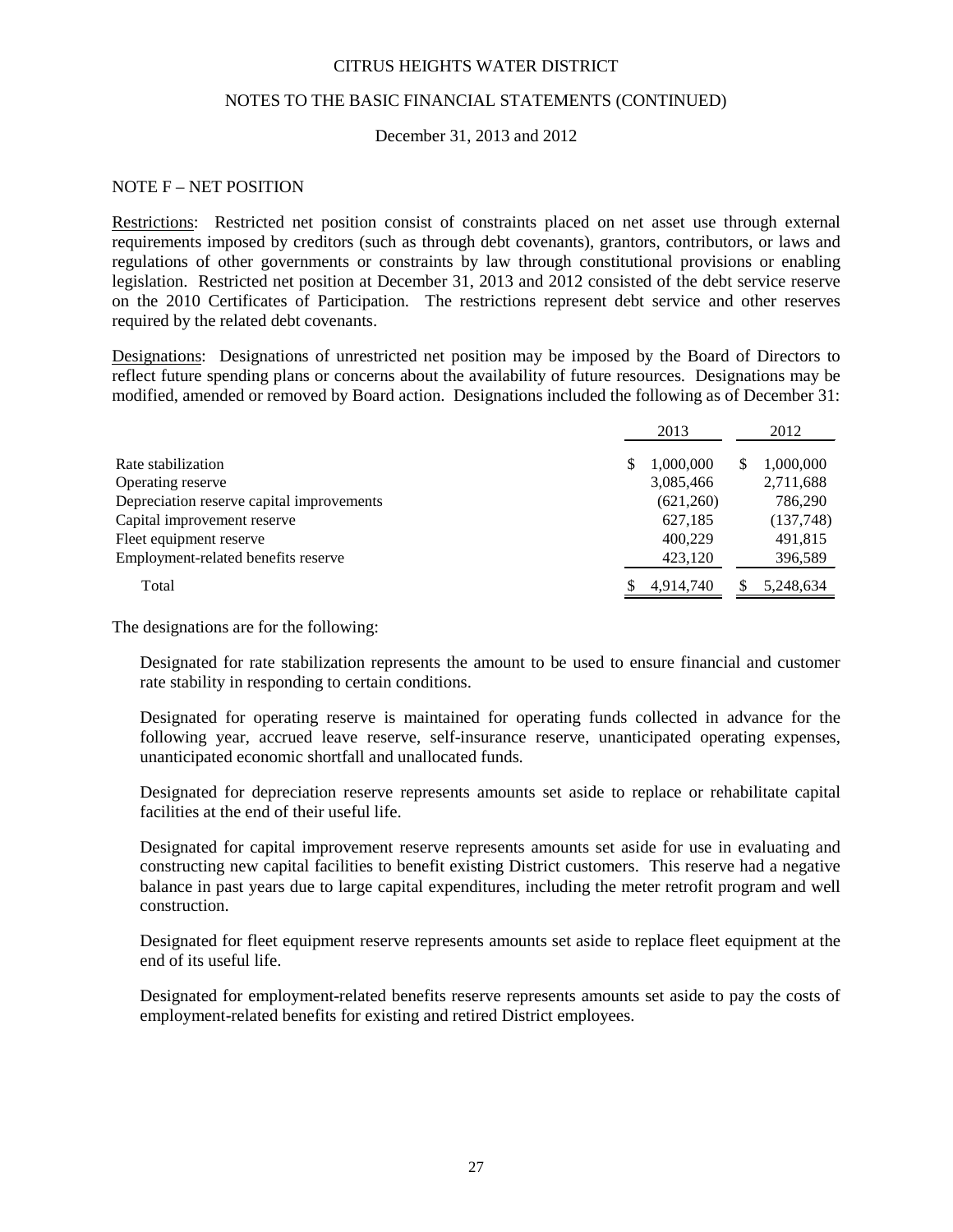CITRUS HEIGHTS WATER DISTRICT

NOTES TO THE BASIC FINANCIAL STATEMENTS (CONTINUED)

December 31, 2013 and 2012

## NOTE F – NET POSITION

Restrictions: Restricted net position consist of constraints placed on net asset use through external requirements imposed by creditors (such as through debt covenants), grantors, contributors, or laws and regulations of other governments or constraints by law through constitutional provisions or enabling legislation. Restricted net position at December 31, 2013 and 2012 consisted of the debt service reserve on the 2010 Certificates of Participation. The restrictions represent debt service and other reserves required by the related debt covenants.

Designations: Designations of unrestricted net position may be imposed by the Board of Directors to reflect future spending plans or concerns about the availability of future resources. Designations may be modified, amended or removed by Board action. Designations included the following as of December 31:

| | 2013 | 2012 |
|---|---|---|
| Rate stabilization | $ 1,000,000 | $ 1,000,000 |
| Operating reserve | 3,085,466 | 2,711,688 |
| Depreciation reserve capital improvements | (621,260) | 786,290 |
| Capital improvement reserve | 627,185 | (137,748) |
| Fleet equipment reserve | 400,229 | 491,815 |
| Employment-related benefits reserve | 423,120 | 396,589 |
| Total | $ 4,914,740 | $ 5,248,634 |

The designations are for the following:

Designated for rate stabilization represents the amount to be used to ensure financial and customer rate stability in responding to certain conditions.

Designated for operating reserve is maintained for operating funds collected in advance for the following year, accrued leave reserve, self-insurance reserve, unanticipated operating expenses, unanticipated economic shortfall and unallocated funds.

Designated for depreciation reserve represents amounts set aside to replace or rehabilitate capital facilities at the end of their useful life.

Designated for capital improvement reserve represents amounts set aside for use in evaluating and constructing new capital facilities to benefit existing District customers. This reserve had a negative balance in past years due to large capital expenditures, including the meter retrofit program and well construction.

Designated for fleet equipment reserve represents amounts set aside to replace fleet equipment at the end of its useful life.

Designated for employment-related benefits reserve represents amounts set aside to pay the costs of employment-related benefits for existing and retired District employees.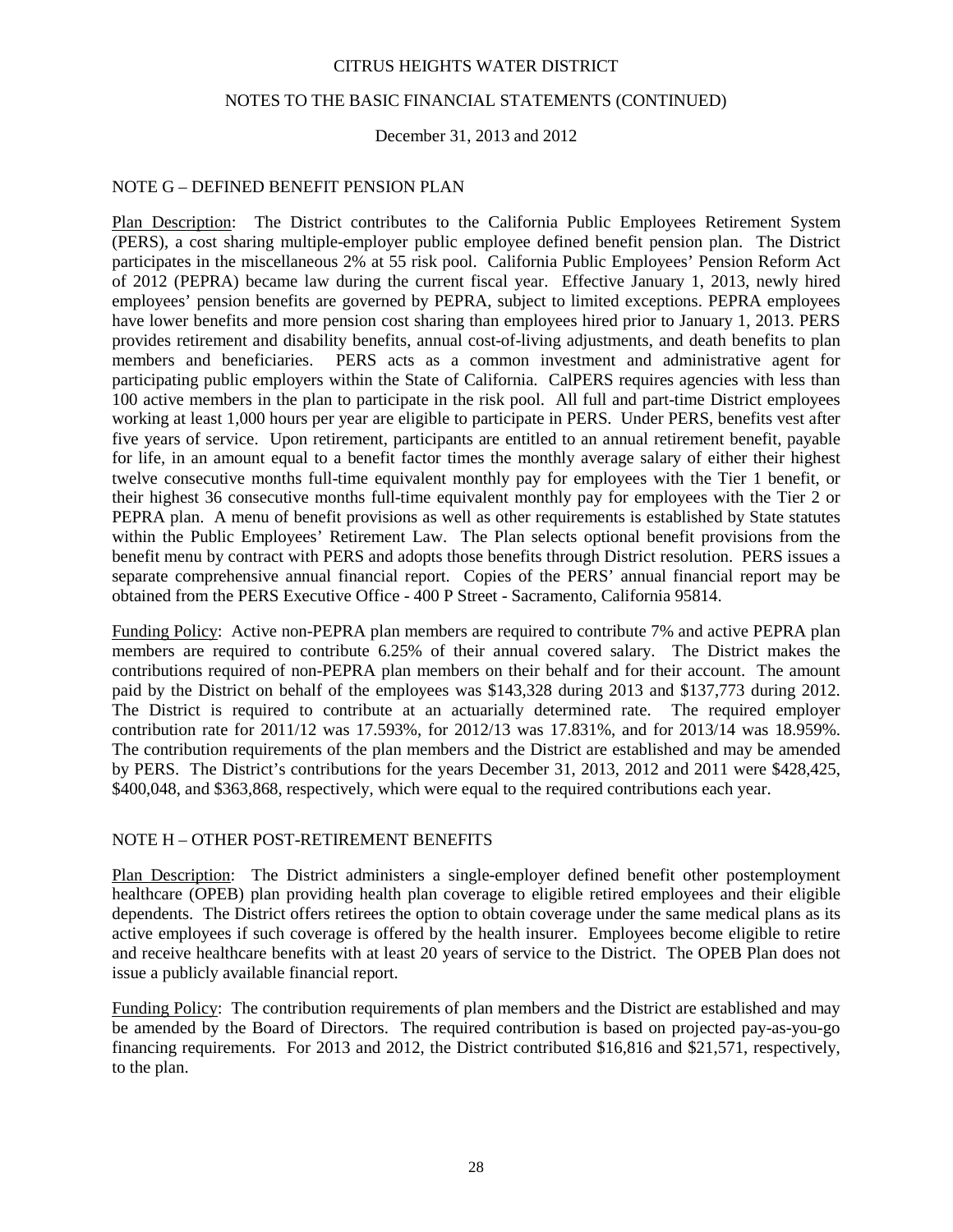CITRUS HEIGHTS WATER DISTRICT

NOTES TO THE BASIC FINANCIAL STATEMENTS (CONTINUED)

December 31, 2013 and 2012

## NOTE G – DEFINED BENEFIT PENSION PLAN

Plan Description: The District contributes to the California Public Employees Retirement System (PERS), a cost sharing multiple-employer public employee defined benefit pension plan. The District participates in the miscellaneous 2% at 55 risk pool. California Public Employees' Pension Reform Act of 2012 (PEPRA) became law during the current fiscal year. Effective January 1, 2013, newly hired employees' pension benefits are governed by PEPRA, subject to limited exceptions. PEPRA employees have lower benefits and more pension cost sharing than employees hired prior to January 1, 2013. PERS provides retirement and disability benefits, annual cost-of-living adjustments, and death benefits to plan members and beneficiaries. PERS acts as a common investment and administrative agent for participating public employers within the State of California. CalPERS requires agencies with less than 100 active members in the plan to participate in the risk pool. All full and part-time District employees working at least 1,000 hours per year are eligible to participate in PERS. Under PERS, benefits vest after five years of service. Upon retirement, participants are entitled to an annual retirement benefit, payable for life, in an amount equal to a benefit factor times the monthly average salary of either their highest twelve consecutive months full-time equivalent monthly pay for employees with the Tier 1 benefit, or their highest 36 consecutive months full-time equivalent monthly pay for employees with the Tier 2 or PEPRA plan. A menu of benefit provisions as well as other requirements is established by State statutes within the Public Employees' Retirement Law. The Plan selects optional benefit provisions from the benefit menu by contract with PERS and adopts those benefits through District resolution. PERS issues a separate comprehensive annual financial report. Copies of the PERS' annual financial report may be obtained from the PERS Executive Office - 400 P Street - Sacramento, California 95814.

Funding Policy: Active non-PEPRA plan members are required to contribute 7% and active PEPRA plan members are required to contribute 6.25% of their annual covered salary. The District makes the contributions required of non-PEPRA plan members on their behalf and for their account. The amount paid by the District on behalf of the employees was $143,328 during 2013 and $137,773 during 2012. The District is required to contribute at an actuarially determined rate. The required employer contribution rate for 2011/12 was 17.593%, for 2012/13 was 17.831%, and for 2013/14 was 18.959%. The contribution requirements of the plan members and the District are established and may be amended by PERS. The District's contributions for the years December 31, 2013, 2012 and 2011 were $428,425, $400,048, and $363,868, respectively, which were equal to the required contributions each year.

## NOTE H – OTHER POST-RETIREMENT BENEFITS

Plan Description: The District administers a single-employer defined benefit other postemployment healthcare (OPEB) plan providing health plan coverage to eligible retired employees and their eligible dependents. The District offers retirees the option to obtain coverage under the same medical plans as its active employees if such coverage is offered by the health insurer. Employees become eligible to retire and receive healthcare benefits with at least 20 years of service to the District. The OPEB Plan does not issue a publicly available financial report.

Funding Policy: The contribution requirements of plan members and the District are established and may be amended by the Board of Directors. The required contribution is based on projected pay-as-you-go financing requirements. For 2013 and 2012, the District contributed $16,816 and $21,571, respectively, to the plan.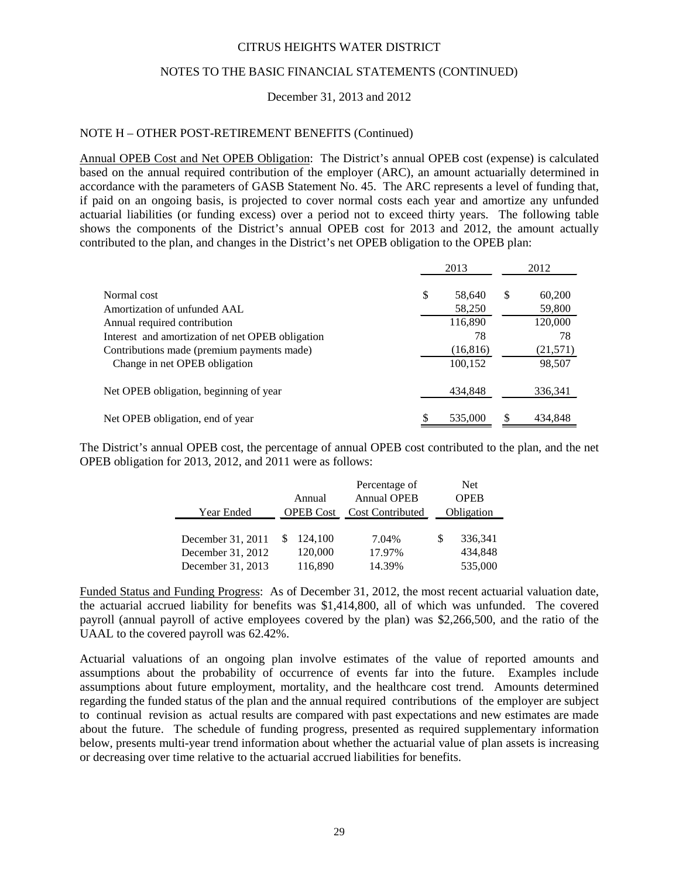CITRUS HEIGHTS WATER DISTRICT

NOTES TO THE BASIC FINANCIAL STATEMENTS (CONTINUED)

December 31, 2013 and 2012

NOTE H – OTHER POST-RETIREMENT BENEFITS (Continued)

Annual OPEB Cost and Net OPEB Obligation: The District's annual OPEB cost (expense) is calculated based on the annual required contribution of the employer (ARC), an amount actuarially determined in accordance with the parameters of GASB Statement No. 45. The ARC represents a level of funding that, if paid on an ongoing basis, is projected to cover normal costs each year and amortize any unfunded actuarial liabilities (or funding excess) over a period not to exceed thirty years. The following table shows the components of the District's annual OPEB cost for 2013 and 2012, the amount actually contributed to the plan, and changes in the District's net OPEB obligation to the OPEB plan:

| | 2013 | 2012 |
|---|---|---|
| Normal cost | $ 58,640 | $ 60,200 |
| Amortization of unfunded AAL | 58,250 | 59,800 |
| Annual required contribution | 116,890 | 120,000 |
| Interest and amortization of net OPEB obligation | 78 | 78 |
| Contributions made (premium payments made) | (16,816) | (21,571) |
| Change in net OPEB obligation | 100,152 | 98,507 |
| Net OPEB obligation, beginning of year | 434,848 | 336,341 |
| Net OPEB obligation, end of year | $ 535,000 | $ 434,848 |

The District's annual OPEB cost, the percentage of annual OPEB cost contributed to the plan, and the net OPEB obligation for 2013, 2012, and 2011 were as follows:

| Year Ended | Annual OPEB Cost | Percentage of Annual OPEB Cost Contributed | Net OPEB Obligation |
|---|---|---|---|
| December 31, 2011 | $ 124,100 | 7.04% | $ 336,341 |
| December 31, 2012 | 120,000 | 17.97% | 434,848 |
| December 31, 2013 | 116,890 | 14.39% | 535,000 |

Funded Status and Funding Progress: As of December 31, 2012, the most recent actuarial valuation date, the actuarial accrued liability for benefits was $1,414,800, all of which was unfunded. The covered payroll (annual payroll of active employees covered by the plan) was $2,266,500, and the ratio of the UAAL to the covered payroll was 62.42%.

Actuarial valuations of an ongoing plan involve estimates of the value of reported amounts and assumptions about the probability of occurrence of events far into the future. Examples include assumptions about future employment, mortality, and the healthcare cost trend. Amounts determined regarding the funded status of the plan and the annual required contributions of the employer are subject to continual revision as actual results are compared with past expectations and new estimates are made about the future. The schedule of funding progress, presented as required supplementary information below, presents multi-year trend information about whether the actuarial value of plan assets is increasing or decreasing over time relative to the actuarial accrued liabilities for benefits.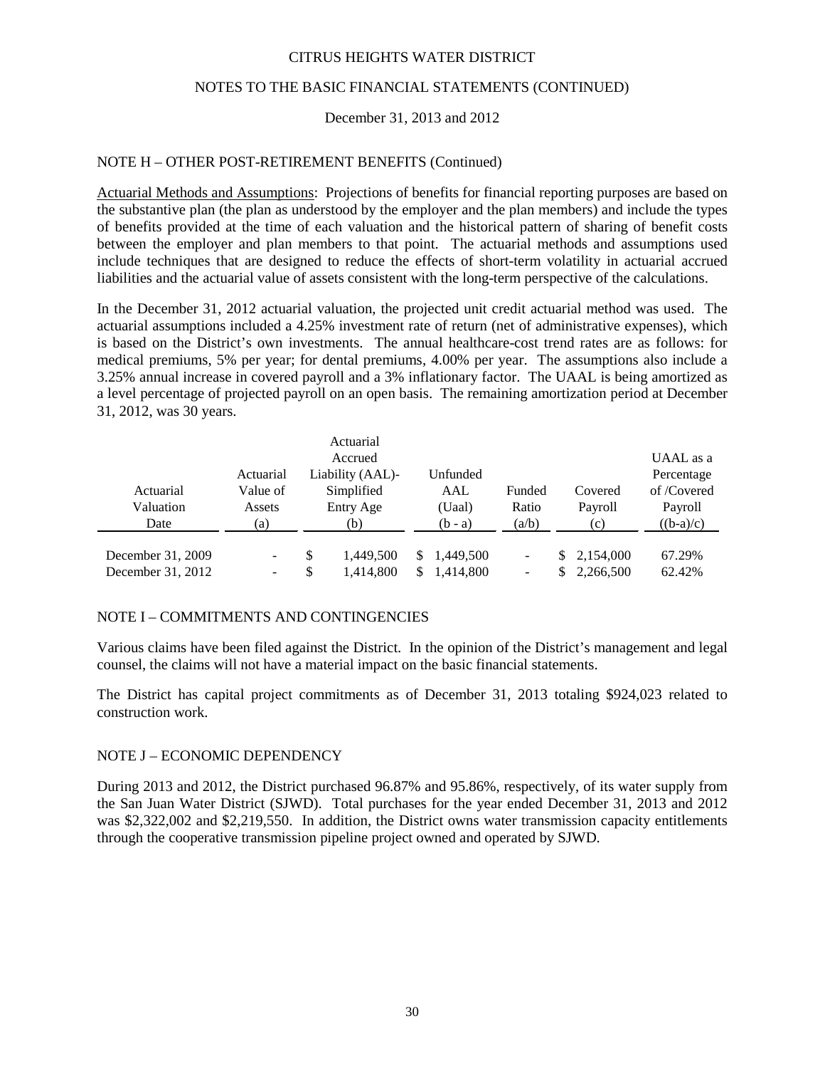CITRUS HEIGHTS WATER DISTRICT

NOTES TO THE BASIC FINANCIAL STATEMENTS (CONTINUED)

December 31, 2013 and 2012

NOTE H – OTHER POST-RETIREMENT BENEFITS (Continued)

Actuarial Methods and Assumptions: Projections of benefits for financial reporting purposes are based on the substantive plan (the plan as understood by the employer and the plan members) and include the types of benefits provided at the time of each valuation and the historical pattern of sharing of benefit costs between the employer and plan members to that point. The actuarial methods and assumptions used include techniques that are designed to reduce the effects of short-term volatility in actuarial accrued liabilities and the actuarial value of assets consistent with the long-term perspective of the calculations.

In the December 31, 2012 actuarial valuation, the projected unit credit actuarial method was used. The actuarial assumptions included a 4.25% investment rate of return (net of administrative expenses), which is based on the District's own investments. The annual healthcare-cost trend rates are as follows: for medical premiums, 5% per year; for dental premiums, 4.00% per year. The assumptions also include a 3.25% annual increase in covered payroll and a 3% inflationary factor. The UAAL is being amortized as a level percentage of projected payroll on an open basis. The remaining amortization period at December 31, 2012, was 30 years.

| Actuarial Valuation Date | Actuarial Value of Assets (a) | Actuarial Accrued Liability (AAL)- Simplified Entry Age (b) | Unfunded AAL (Uaal) (b - a) | Funded Ratio (a/b) | Covered Payroll (c) | UAAL as a Percentage of /Covered Payroll ((b-a)/c) |
|---|---|---|---|---|---|---|
| December 31, 2009 | - | $ 1,449,500 | $ 1,449,500 | - | $ 2,154,000 | 67.29% |
| December 31, 2012 | - | $ 1,414,800 | $ 1,414,800 | - | $ 2,266,500 | 62.42% |

NOTE I – COMMITMENTS AND CONTINGENCIES

Various claims have been filed against the District. In the opinion of the District's management and legal counsel, the claims will not have a material impact on the basic financial statements.

The District has capital project commitments as of December 31, 2013 totaling $924,023 related to construction work.

NOTE J – ECONOMIC DEPENDENCY

During 2013 and 2012, the District purchased 96.87% and 95.86%, respectively, of its water supply from the San Juan Water District (SJWD). Total purchases for the year ended December 31, 2013 and 2012 was $2,322,002 and $2,219,550. In addition, the District owns water transmission capacity entitlements through the cooperative transmission pipeline project owned and operated by SJWD.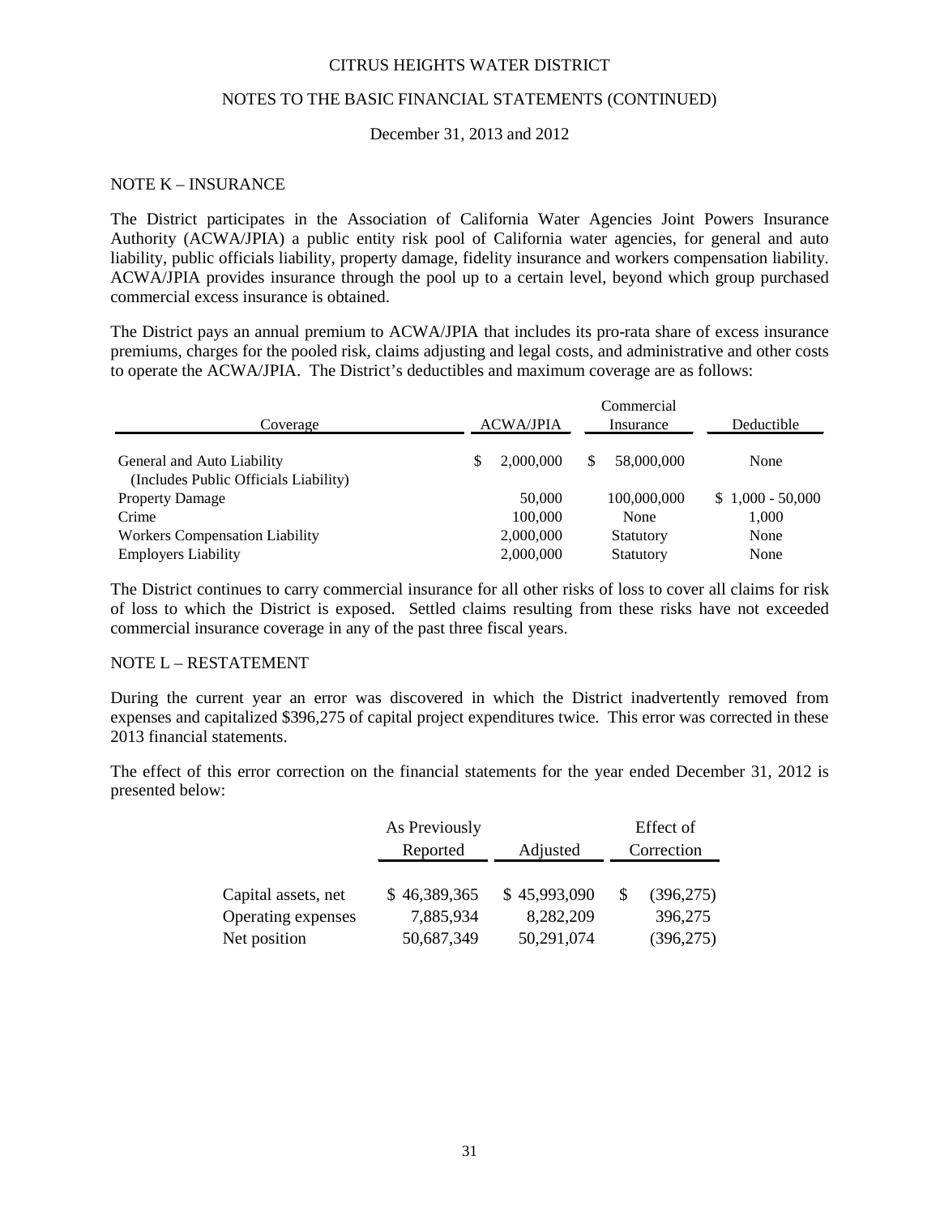CITRUS HEIGHTS WATER DISTRICT

NOTES TO THE BASIC FINANCIAL STATEMENTS (CONTINUED)

December 31, 2013 and 2012

## NOTE K – INSURANCE

The District participates in the Association of California Water Agencies Joint Powers Insurance Authority (ACWA/JPIA) a public entity risk pool of California water agencies, for general and auto liability, public officials liability, property damage, fidelity insurance and workers compensation liability. ACWA/JPIA provides insurance through the pool up to a certain level, beyond which group purchased commercial excess insurance is obtained.

The District pays an annual premium to ACWA/JPIA that includes its pro-rata share of excess insurance premiums, charges for the pooled risk, claims adjusting and legal costs, and administrative and other costs to operate the ACWA/JPIA. The District's deductibles and maximum coverage are as follows:

| Coverage | ACWA/JPIA | Commercial Insurance | Deductible |
|---|---|---|---|
| General and Auto Liability (Includes Public Officials Liability) | $ 2,000,000 | $ 58,000,000 | None |
| Property Damage | 50,000 | 100,000,000 | $ 1,000 - 50,000 |
| Crime | 100,000 | None | 1,000 |
| Workers Compensation Liability | 2,000,000 | Statutory | None |
| Employers Liability | 2,000,000 | Statutory | None |

The District continues to carry commercial insurance for all other risks of loss to cover all claims for risk of loss to which the District is exposed. Settled claims resulting from these risks have not exceeded commercial insurance coverage in any of the past three fiscal years.

## NOTE L – RESTATEMENT

During the current year an error was discovered in which the District inadvertently removed from expenses and capitalized $396,275 of capital project expenditures twice. This error was corrected in these 2013 financial statements.

The effect of this error correction on the financial statements for the year ended December 31, 2012 is presented below:

| | As Previously Reported | Adjusted | Effect of Correction |
|---|---|---|---|
| Capital assets, net | $ 46,389,365 | $ 45,993,090 | $ (396,275) |
| Operating expenses | 7,885,934 | 8,282,209 | 396,275 |
| Net position | 50,687,349 | 50,291,074 | (396,275) |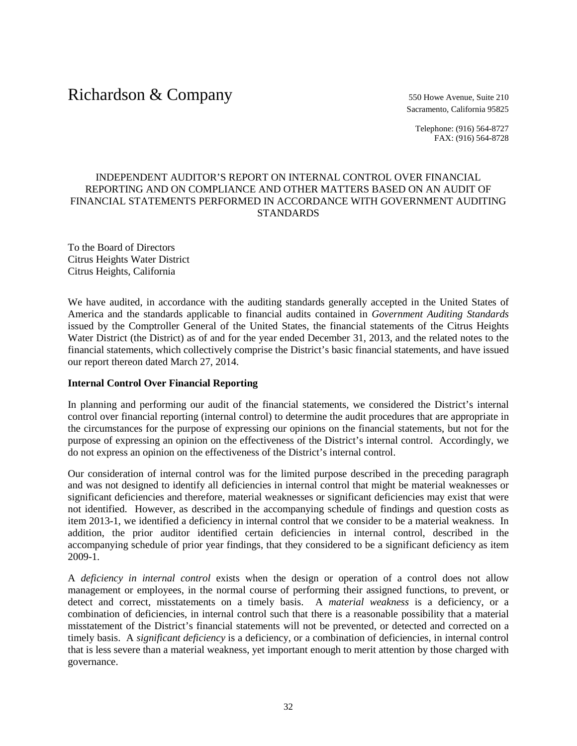Richardson & Company

550 Howe Avenue, Suite 210
Sacramento, California 95825

Telephone: (916) 564-8727
FAX: (916) 564-8728

# INDEPENDENT AUDITOR'S REPORT ON INTERNAL CONTROL OVER FINANCIAL REPORTING AND ON COMPLIANCE AND OTHER MATTERS BASED ON AN AUDIT OF FINANCIAL STATEMENTS PERFORMED IN ACCORDANCE WITH GOVERNMENT AUDITING STANDARDS

To the Board of Directors
Citrus Heights Water District
Citrus Heights, California

We have audited, in accordance with the auditing standards generally accepted in the United States of America and the standards applicable to financial audits contained in *Government Auditing Standards* issued by the Comptroller General of the United States, the financial statements of the Citrus Heights Water District (the District) as of and for the year ended December 31, 2013, and the related notes to the financial statements, which collectively comprise the District's basic financial statements, and have issued our report thereon dated March 27, 2014.

**Internal Control Over Financial Reporting**

In planning and performing our audit of the financial statements, we considered the District's internal control over financial reporting (internal control) to determine the audit procedures that are appropriate in the circumstances for the purpose of expressing our opinions on the financial statements, but not for the purpose of expressing an opinion on the effectiveness of the District's internal control. Accordingly, we do not express an opinion on the effectiveness of the District's internal control.

Our consideration of internal control was for the limited purpose described in the preceding paragraph and was not designed to identify all deficiencies in internal control that might be material weaknesses or significant deficiencies and therefore, material weaknesses or significant deficiencies may exist that were not identified. However, as described in the accompanying schedule of findings and question costs as item 2013-1, we identified a deficiency in internal control that we consider to be a material weakness. In addition, the prior auditor identified certain deficiencies in internal control, described in the accompanying schedule of prior year findings, that they considered to be a significant deficiency as item 2009-1.

A *deficiency in internal control* exists when the design or operation of a control does not allow management or employees, in the normal course of performing their assigned functions, to prevent, or detect and correct, misstatements on a timely basis. A *material weakness* is a deficiency, or a combination of deficiencies, in internal control such that there is a reasonable possibility that a material misstatement of the District's financial statements will not be prevented, or detected and corrected on a timely basis. A *significant deficiency* is a deficiency, or a combination of deficiencies, in internal control that is less severe than a material weakness, yet important enough to merit attention by those charged with governance.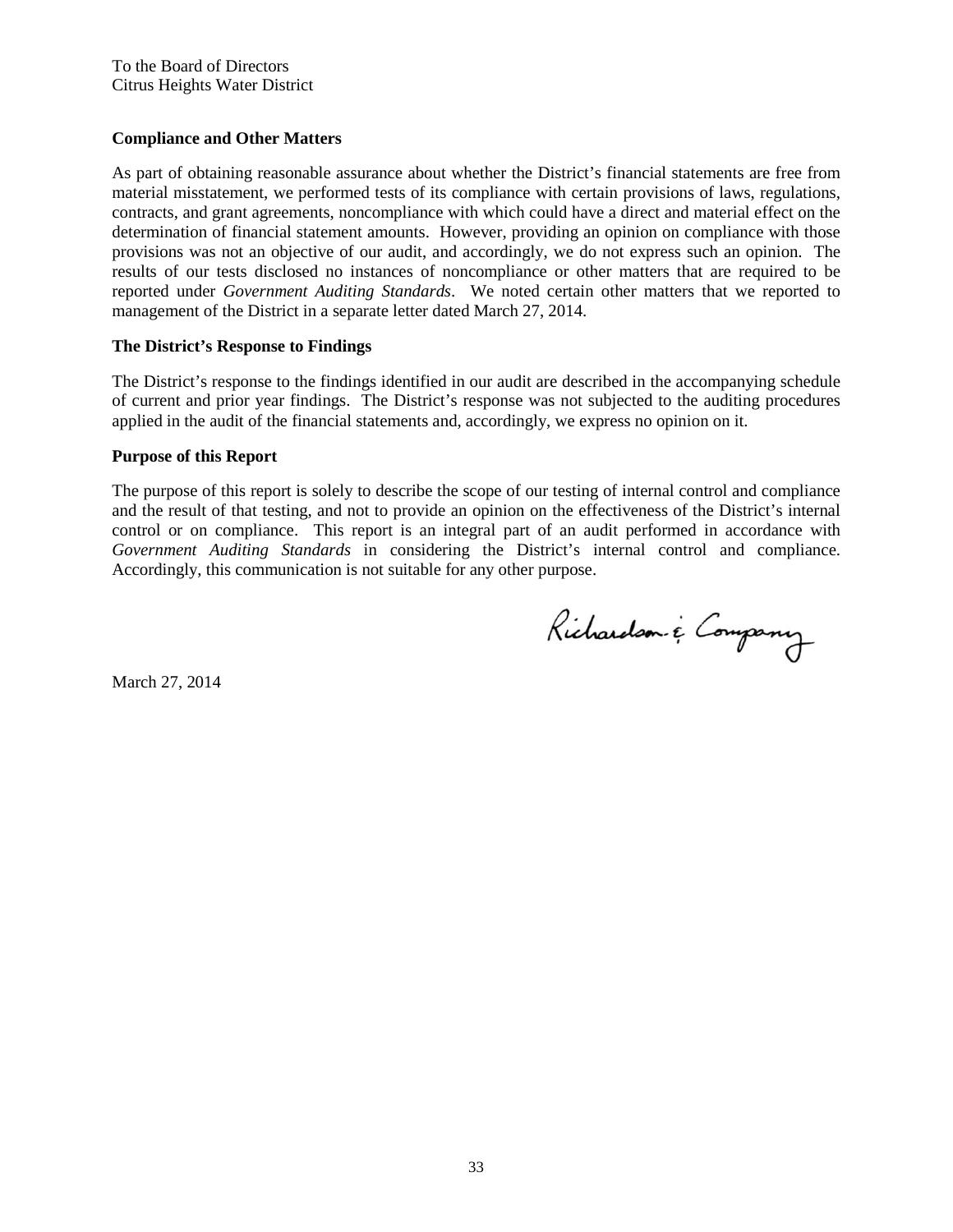To the Board of Directors
Citrus Heights Water District

**Compliance and Other Matters**

As part of obtaining reasonable assurance about whether the District's financial statements are free from material misstatement, we performed tests of its compliance with certain provisions of laws, regulations, contracts, and grant agreements, noncompliance with which could have a direct and material effect on the determination of financial statement amounts. However, providing an opinion on compliance with those provisions was not an objective of our audit, and accordingly, we do not express such an opinion. The results of our tests disclosed no instances of noncompliance or other matters that are required to be reported under *Government Auditing Standards*. We noted certain other matters that we reported to management of the District in a separate letter dated March 27, 2014.

**The District's Response to Findings**

The District's response to the findings identified in our audit are described in the accompanying schedule of current and prior year findings. The District's response was not subjected to the auditing procedures applied in the audit of the financial statements and, accordingly, we express no opinion on it.

**Purpose of this Report**

The purpose of this report is solely to describe the scope of our testing of internal control and compliance and the result of that testing, and not to provide an opinion on the effectiveness of the District's internal control or on compliance. This report is an integral part of an audit performed in accordance with *Government Auditing Standards* in considering the District's internal control and compliance. Accordingly, this communication is not suitable for any other purpose.

Richardson & Company

March 27, 2014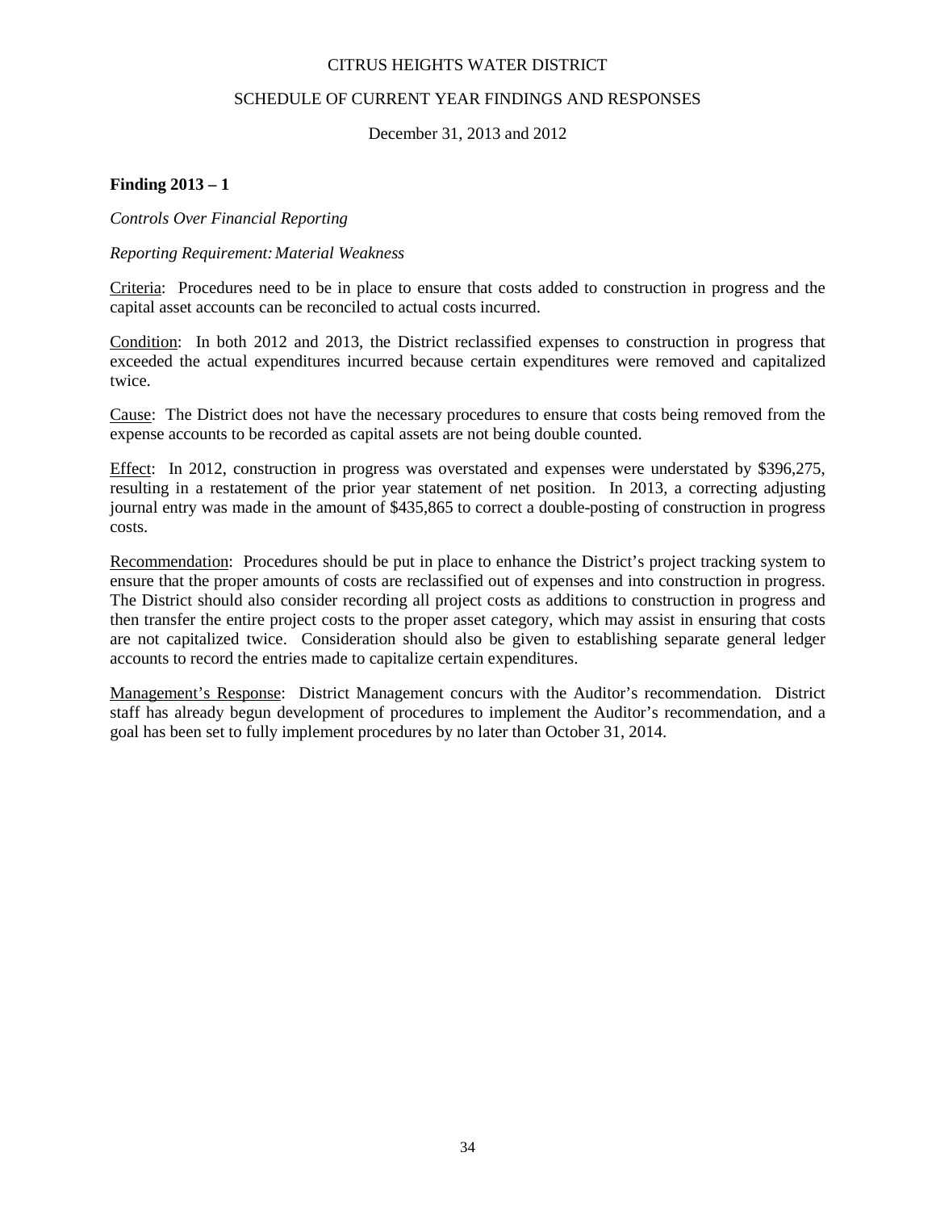# CITRUS HEIGHTS WATER DISTRICT

## SCHEDULE OF CURRENT YEAR FINDINGS AND RESPONSES

December 31, 2013 and 2012

**Finding 2013 – 1**

*Controls Over Financial Reporting*

*Reporting Requirement: Material Weakness*

Criteria: Procedures need to be in place to ensure that costs added to construction in progress and the capital asset accounts can be reconciled to actual costs incurred.

Condition: In both 2012 and 2013, the District reclassified expenses to construction in progress that exceeded the actual expenditures incurred because certain expenditures were removed and capitalized twice.

Cause: The District does not have the necessary procedures to ensure that costs being removed from the expense accounts to be recorded as capital assets are not being double counted.

Effect: In 2012, construction in progress was overstated and expenses were understated by $396,275, resulting in a restatement of the prior year statement of net position. In 2013, a correcting adjusting journal entry was made in the amount of $435,865 to correct a double-posting of construction in progress costs.

Recommendation: Procedures should be put in place to enhance the District's project tracking system to ensure that the proper amounts of costs are reclassified out of expenses and into construction in progress. The District should also consider recording all project costs as additions to construction in progress and then transfer the entire project costs to the proper asset category, which may assist in ensuring that costs are not capitalized twice. Consideration should also be given to establishing separate general ledger accounts to record the entries made to capitalize certain expenditures.

Management's Response: District Management concurs with the Auditor's recommendation. District staff has already begun development of procedures to implement the Auditor's recommendation, and a goal has been set to fully implement procedures by no later than October 31, 2014.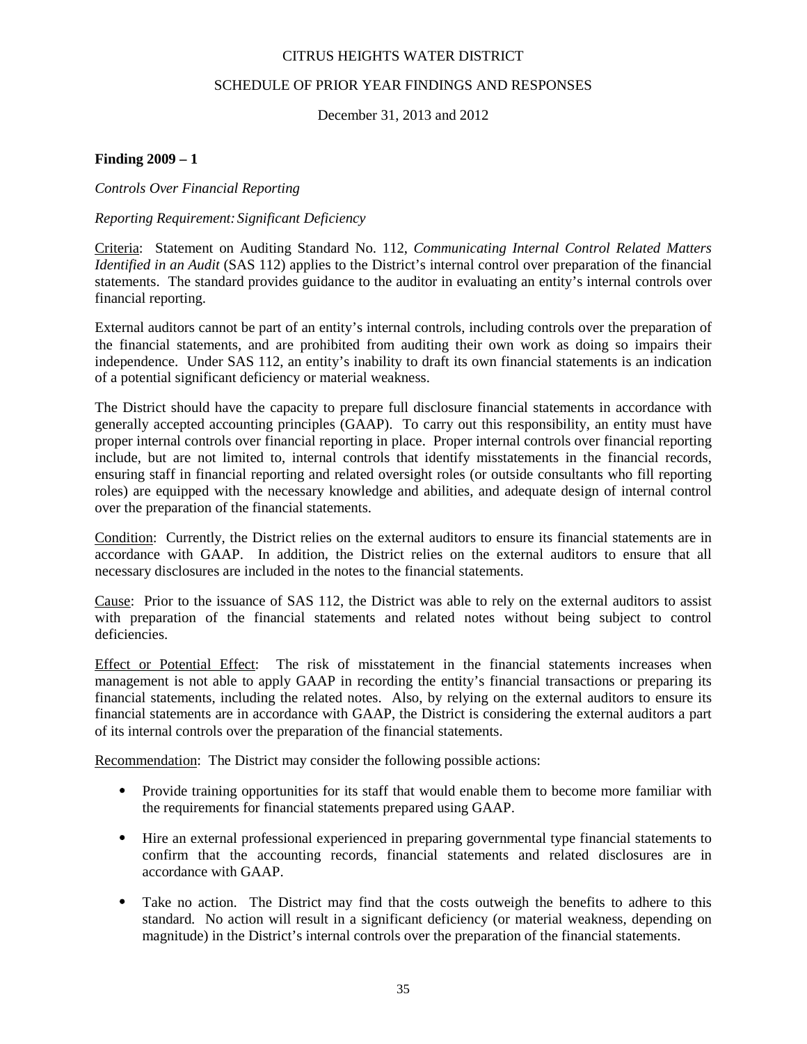CITRUS HEIGHTS WATER DISTRICT

SCHEDULE OF PRIOR YEAR FINDINGS AND RESPONSES

December 31, 2013 and 2012

**Finding 2009 – 1**

*Controls Over Financial Reporting*

*Reporting Requirement: Significant Deficiency*

Criteria: Statement on Auditing Standard No. 112, *Communicating Internal Control Related Matters Identified in an Audit* (SAS 112) applies to the District's internal control over preparation of the financial statements. The standard provides guidance to the auditor in evaluating an entity's internal controls over financial reporting.

External auditors cannot be part of an entity's internal controls, including controls over the preparation of the financial statements, and are prohibited from auditing their own work as doing so impairs their independence. Under SAS 112, an entity's inability to draft its own financial statements is an indication of a potential significant deficiency or material weakness.

The District should have the capacity to prepare full disclosure financial statements in accordance with generally accepted accounting principles (GAAP). To carry out this responsibility, an entity must have proper internal controls over financial reporting in place. Proper internal controls over financial reporting include, but are not limited to, internal controls that identify misstatements in the financial records, ensuring staff in financial reporting and related oversight roles (or outside consultants who fill reporting roles) are equipped with the necessary knowledge and abilities, and adequate design of internal control over the preparation of the financial statements.

Condition: Currently, the District relies on the external auditors to ensure its financial statements are in accordance with GAAP. In addition, the District relies on the external auditors to ensure that all necessary disclosures are included in the notes to the financial statements.

Cause: Prior to the issuance of SAS 112, the District was able to rely on the external auditors to assist with preparation of the financial statements and related notes without being subject to control deficiencies.

Effect or Potential Effect: The risk of misstatement in the financial statements increases when management is not able to apply GAAP in recording the entity's financial transactions or preparing its financial statements, including the related notes. Also, by relying on the external auditors to ensure its financial statements are in accordance with GAAP, the District is considering the external auditors a part of its internal controls over the preparation of the financial statements.

Recommendation: The District may consider the following possible actions:

- Provide training opportunities for its staff that would enable them to become more familiar with the requirements for financial statements prepared using GAAP.
- Hire an external professional experienced in preparing governmental type financial statements to confirm that the accounting records, financial statements and related disclosures are in accordance with GAAP.
- Take no action. The District may find that the costs outweigh the benefits to adhere to this standard. No action will result in a significant deficiency (or material weakness, depending on magnitude) in the District's internal controls over the preparation of the financial statements.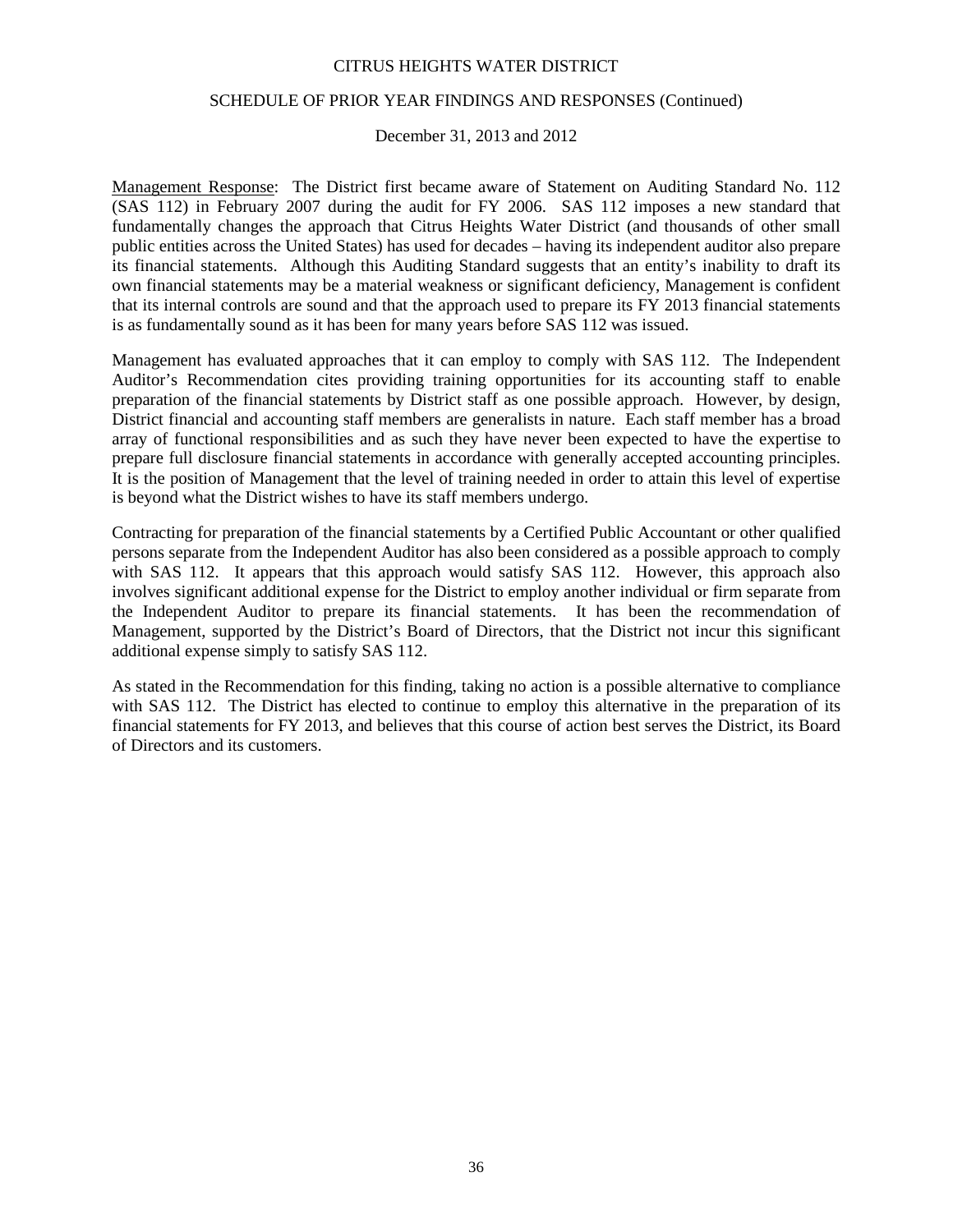CITRUS HEIGHTS WATER DISTRICT

SCHEDULE OF PRIOR YEAR FINDINGS AND RESPONSES (Continued)

December 31, 2013 and 2012

Management Response: The District first became aware of Statement on Auditing Standard No. 112 (SAS 112) in February 2007 during the audit for FY 2006. SAS 112 imposes a new standard that fundamentally changes the approach that Citrus Heights Water District (and thousands of other small public entities across the United States) has used for decades – having its independent auditor also prepare its financial statements. Although this Auditing Standard suggests that an entity's inability to draft its own financial statements may be a material weakness or significant deficiency, Management is confident that its internal controls are sound and that the approach used to prepare its FY 2013 financial statements is as fundamentally sound as it has been for many years before SAS 112 was issued.

Management has evaluated approaches that it can employ to comply with SAS 112. The Independent Auditor's Recommendation cites providing training opportunities for its accounting staff to enable preparation of the financial statements by District staff as one possible approach. However, by design, District financial and accounting staff members are generalists in nature. Each staff member has a broad array of functional responsibilities and as such they have never been expected to have the expertise to prepare full disclosure financial statements in accordance with generally accepted accounting principles. It is the position of Management that the level of training needed in order to attain this level of expertise is beyond what the District wishes to have its staff members undergo.

Contracting for preparation of the financial statements by a Certified Public Accountant or other qualified persons separate from the Independent Auditor has also been considered as a possible approach to comply with SAS 112. It appears that this approach would satisfy SAS 112. However, this approach also involves significant additional expense for the District to employ another individual or firm separate from the Independent Auditor to prepare its financial statements. It has been the recommendation of Management, supported by the District's Board of Directors, that the District not incur this significant additional expense simply to satisfy SAS 112.

As stated in the Recommendation for this finding, taking no action is a possible alternative to compliance with SAS 112. The District has elected to continue to employ this alternative in the preparation of its financial statements for FY 2013, and believes that this course of action best serves the District, its Board of Directors and its customers.